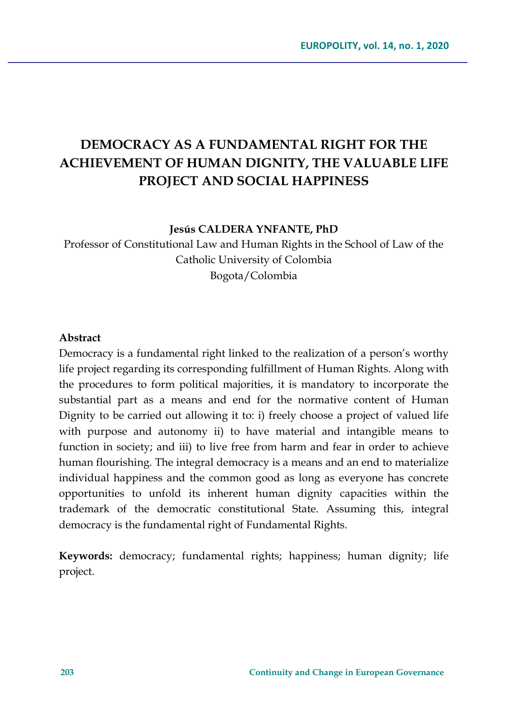# DEMOCRACY AS A FUNDAMENTAL RIGHT FOR THE ACHIEVEMENT OF HUMAN DIGNITY, THE VALUABLE LIFE PROJECT AND SOCIAL HAPPINESS

**Jesús CALDERA YNFANTE, PhD**

Professor of Constitutional Law and Human Rights in the School of Law of the Catholic University of Colombia
Bogota/Colombia

**Abstract**

Democracy is a fundamental right linked to the realization of a person's worthy life project regarding its corresponding fulfillment of Human Rights. Along with the procedures to form political majorities, it is mandatory to incorporate the substantial part as a means and end for the normative content of Human Dignity to be carried out allowing it to: i) freely choose a project of valued life with purpose and autonomy ii) to have material and intangible means to function in society; and iii) to live free from harm and fear in order to achieve human flourishing. The integral democracy is a means and an end to materialize individual happiness and the common good as long as everyone has concrete opportunities to unfold its inherent human dignity capacities within the trademark of the democratic constitutional State. Assuming this, integral democracy is the fundamental right of Fundamental Rights.

**Keywords:** democracy; fundamental rights; happiness; human dignity; life project.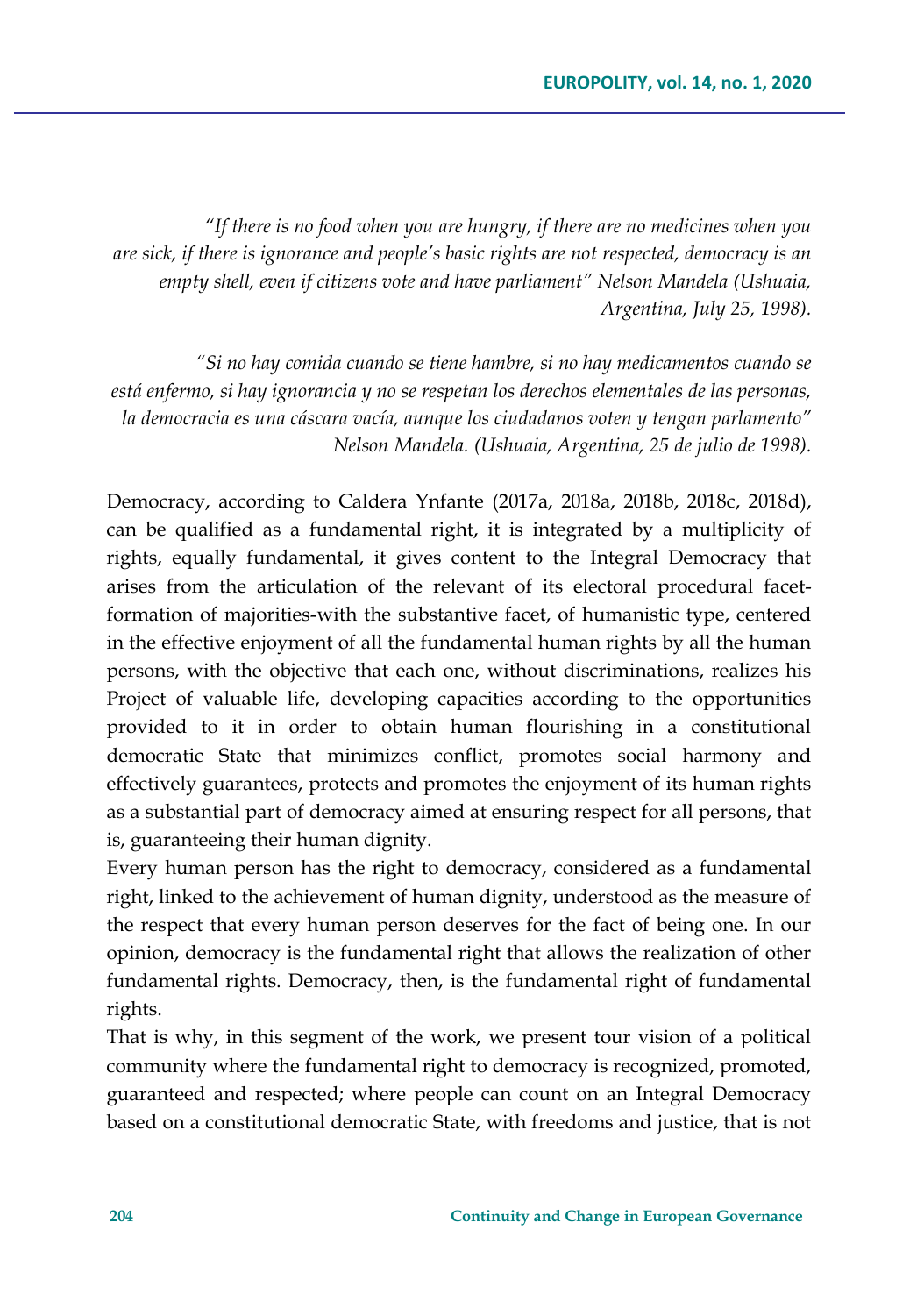*"If there is no food when you are hungry, if there are no medicines when you are sick, if there is ignorance and people's basic rights are not respected, democracy is an empty shell, even if citizens vote and have parliament" Nelson Mandela (Ushuaia, Argentina, July 25, 1998).*

*"Si no hay comida cuando se tiene hambre, si no hay medicamentos cuando se está enfermo, si hay ignorancia y no se respetan los derechos elementales de las personas, la democracia es una cáscara vacía, aunque los ciudadanos voten y tengan parlamento" Nelson Mandela. (Ushuaia, Argentina, 25 de julio de 1998).*

Democracy, according to Caldera Ynfante (2017a, 2018a, 2018b, 2018c, 2018d), can be qualified as a fundamental right, it is integrated by a multiplicity of rights, equally fundamental, it gives content to the Integral Democracy that arises from the articulation of the relevant of its electoral procedural facet-formation of majorities-with the substantive facet, of humanistic type, centered in the effective enjoyment of all the fundamental human rights by all the human persons, with the objective that each one, without discriminations, realizes his Project of valuable life, developing capacities according to the opportunities provided to it in order to obtain human flourishing in a constitutional democratic State that minimizes conflict, promotes social harmony and effectively guarantees, protects and promotes the enjoyment of its human rights as a substantial part of democracy aimed at ensuring respect for all persons, that is, guaranteeing their human dignity.

Every human person has the right to democracy, considered as a fundamental right, linked to the achievement of human dignity, understood as the measure of the respect that every human person deserves for the fact of being one. In our opinion, democracy is the fundamental right that allows the realization of other fundamental rights. Democracy, then, is the fundamental right of fundamental rights.

That is why, in this segment of the work, we present tour vision of a political community where the fundamental right to democracy is recognized, promoted, guaranteed and respected; where people can count on an Integral Democracy based on a constitutional democratic State, with freedoms and justice, that is not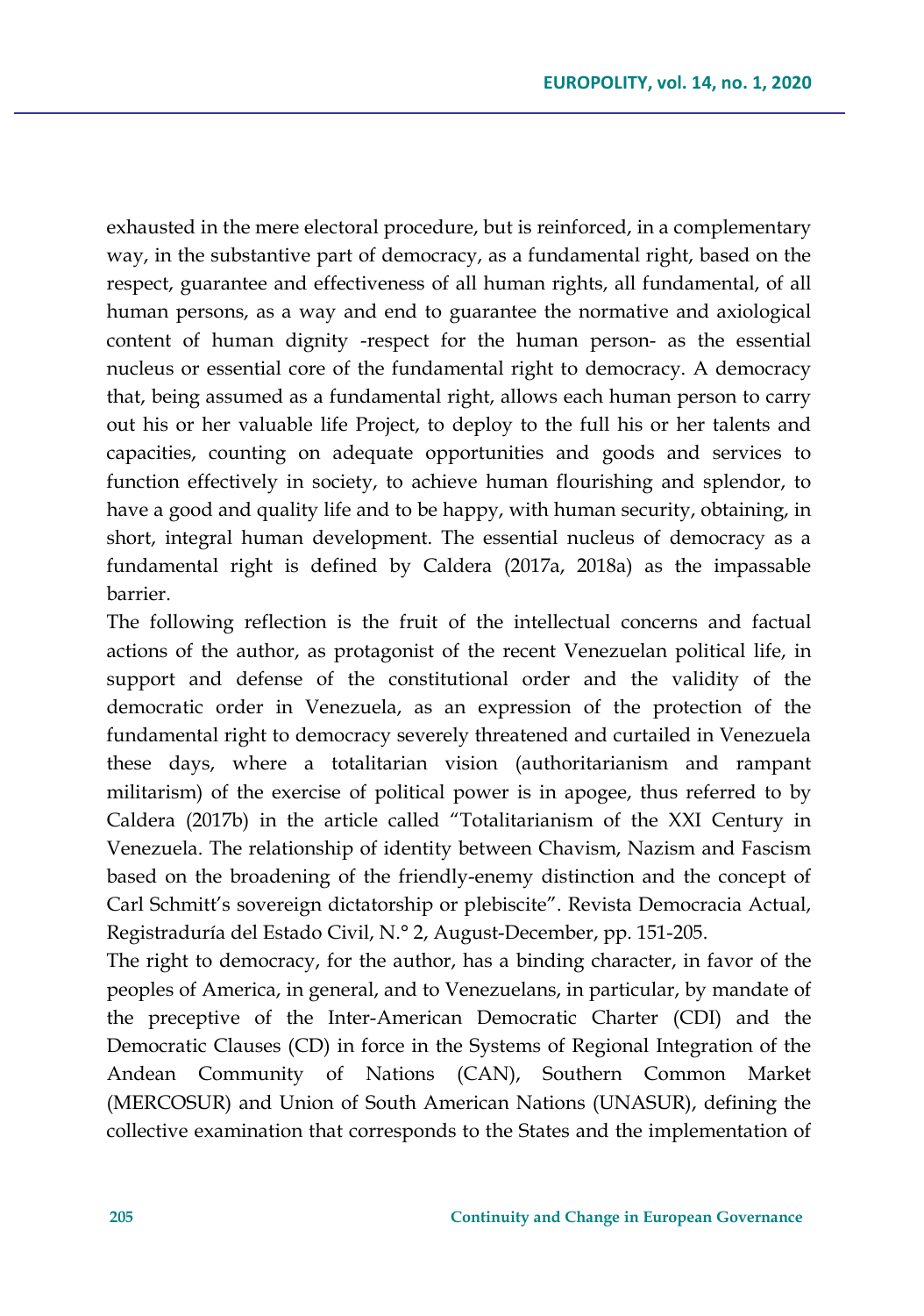exhausted in the mere electoral procedure, but is reinforced, in a complementary way, in the substantive part of democracy, as a fundamental right, based on the respect, guarantee and effectiveness of all human rights, all fundamental, of all human persons, as a way and end to guarantee the normative and axiological content of human dignity -respect for the human person- as the essential nucleus or essential core of the fundamental right to democracy. A democracy that, being assumed as a fundamental right, allows each human person to carry out his or her valuable life Project, to deploy to the full his or her talents and capacities, counting on adequate opportunities and goods and services to function effectively in society, to achieve human flourishing and splendor, to have a good and quality life and to be happy, with human security, obtaining, in short, integral human development. The essential nucleus of democracy as a fundamental right is defined by Caldera (2017a, 2018a) as the impassable barrier.

The following reflection is the fruit of the intellectual concerns and factual actions of the author, as protagonist of the recent Venezuelan political life, in support and defense of the constitutional order and the validity of the democratic order in Venezuela, as an expression of the protection of the fundamental right to democracy severely threatened and curtailed in Venezuela these days, where a totalitarian vision (authoritarianism and rampant militarism) of the exercise of political power is in apogee, thus referred to by Caldera (2017b) in the article called "Totalitarianism of the XXI Century in Venezuela. The relationship of identity between Chavism, Nazism and Fascism based on the broadening of the friendly-enemy distinction and the concept of Carl Schmitt's sovereign dictatorship or plebiscite". Revista Democracia Actual, Registraduría del Estado Civil, N.° 2, August-December, pp. 151-205.

The right to democracy, for the author, has a binding character, in favor of the peoples of America, in general, and to Venezuelans, in particular, by mandate of the preceptive of the Inter-American Democratic Charter (CDI) and the Democratic Clauses (CD) in force in the Systems of Regional Integration of the Andean Community of Nations (CAN), Southern Common Market (MERCOSUR) and Union of South American Nations (UNASUR), defining the collective examination that corresponds to the States and the implementation of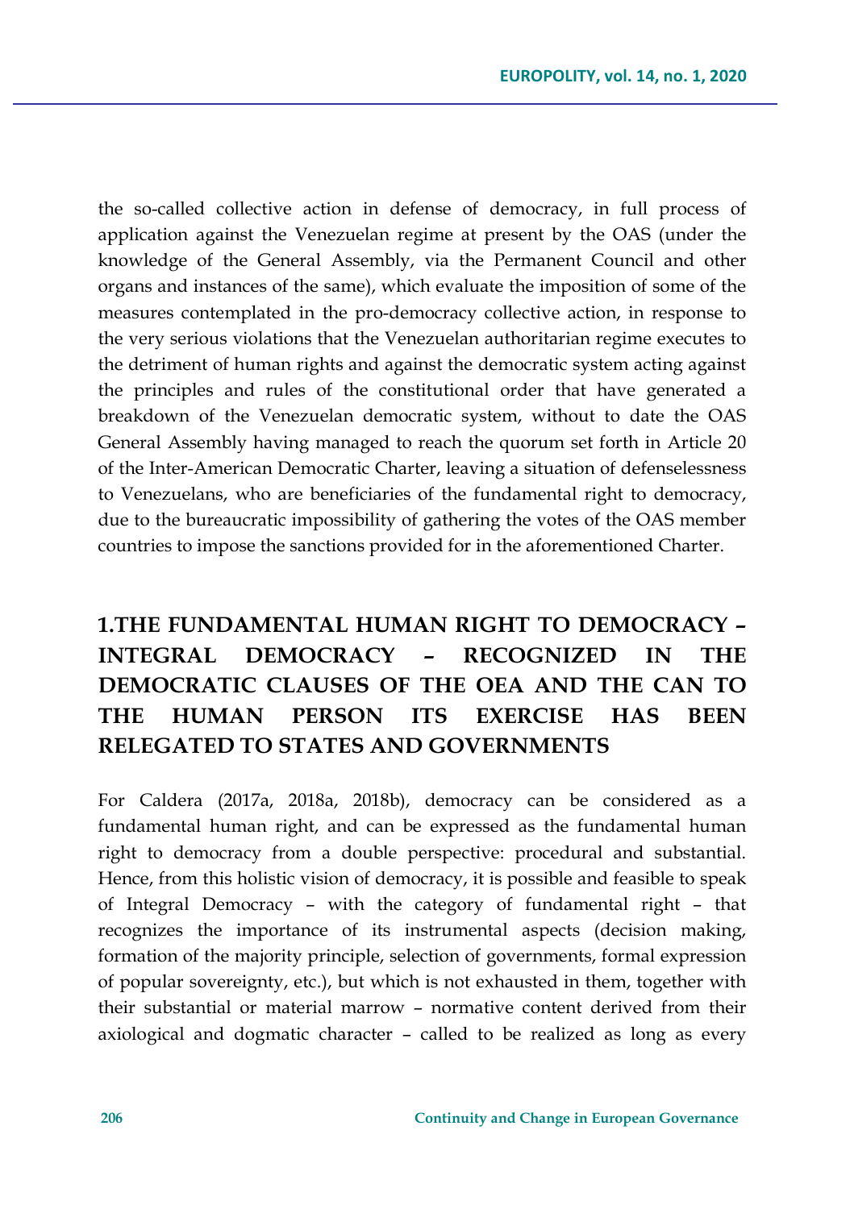the so-called collective action in defense of democracy, in full process of application against the Venezuelan regime at present by the OAS (under the knowledge of the General Assembly, via the Permanent Council and other organs and instances of the same), which evaluate the imposition of some of the measures contemplated in the pro-democracy collective action, in response to the very serious violations that the Venezuelan authoritarian regime executes to the detriment of human rights and against the democratic system acting against the principles and rules of the constitutional order that have generated a breakdown of the Venezuelan democratic system, without to date the OAS General Assembly having managed to reach the quorum set forth in Article 20 of the Inter-American Democratic Charter, leaving a situation of defenselessness to Venezuelans, who are beneficiaries of the fundamental right to democracy, due to the bureaucratic impossibility of gathering the votes of the OAS member countries to impose the sanctions provided for in the aforementioned Charter.

## 1.THE FUNDAMENTAL HUMAN RIGHT TO DEMOCRACY – INTEGRAL DEMOCRACY – RECOGNIZED IN THE DEMOCRATIC CLAUSES OF THE OEA AND THE CAN TO THE HUMAN PERSON ITS EXERCISE HAS BEEN RELEGATED TO STATES AND GOVERNMENTS

For Caldera (2017a, 2018a, 2018b), democracy can be considered as a fundamental human right, and can be expressed as the fundamental human right to democracy from a double perspective: procedural and substantial. Hence, from this holistic vision of democracy, it is possible and feasible to speak of Integral Democracy – with the category of fundamental right – that recognizes the importance of its instrumental aspects (decision making, formation of the majority principle, selection of governments, formal expression of popular sovereignty, etc.), but which is not exhausted in them, together with their substantial or material marrow – normative content derived from their axiological and dogmatic character – called to be realized as long as every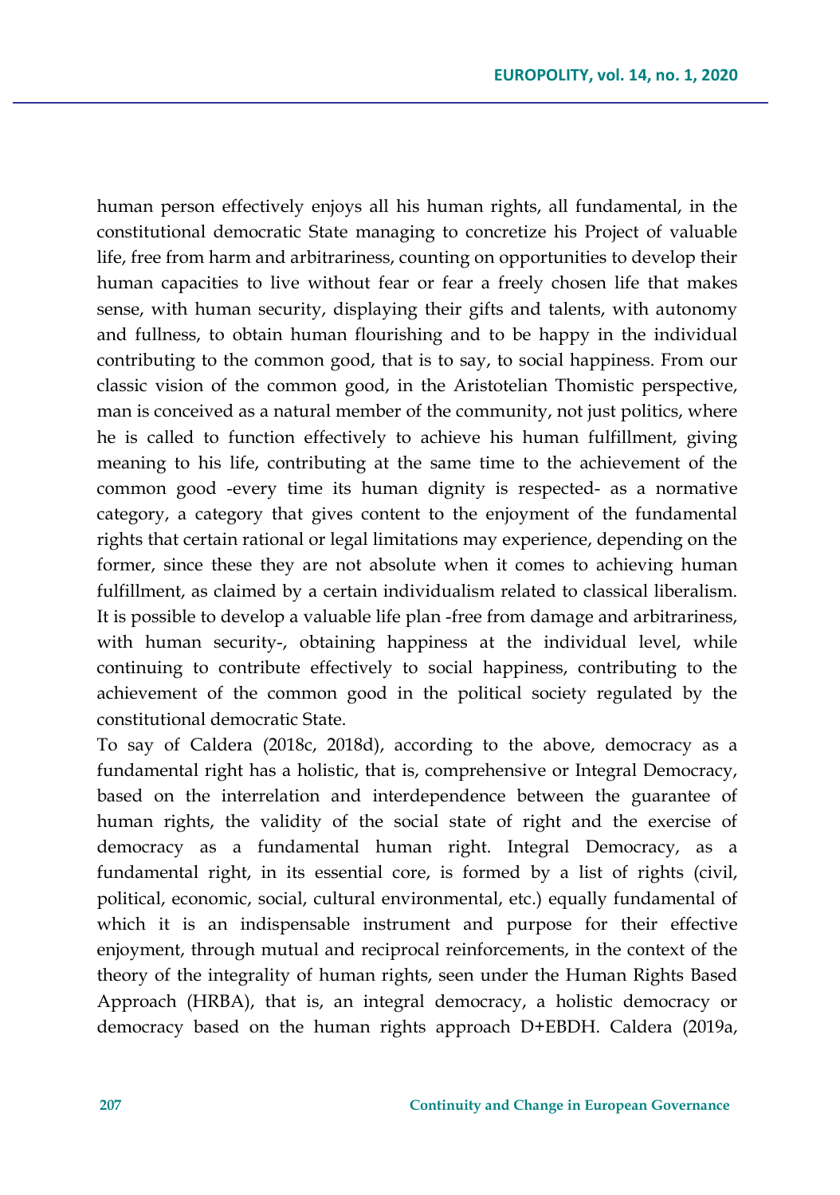human person effectively enjoys all his human rights, all fundamental, in the constitutional democratic State managing to concretize his Project of valuable life, free from harm and arbitrariness, counting on opportunities to develop their human capacities to live without fear or fear a freely chosen life that makes sense, with human security, displaying their gifts and talents, with autonomy and fullness, to obtain human flourishing and to be happy in the individual contributing to the common good, that is to say, to social happiness. From our classic vision of the common good, in the Aristotelian Thomistic perspective, man is conceived as a natural member of the community, not just politics, where he is called to function effectively to achieve his human fulfillment, giving meaning to his life, contributing at the same time to the achievement of the common good -every time its human dignity is respected- as a normative category, a category that gives content to the enjoyment of the fundamental rights that certain rational or legal limitations may experience, depending on the former, since these they are not absolute when it comes to achieving human fulfillment, as claimed by a certain individualism related to classical liberalism. It is possible to develop a valuable life plan -free from damage and arbitrariness, with human security-, obtaining happiness at the individual level, while continuing to contribute effectively to social happiness, contributing to the achievement of the common good in the political society regulated by the constitutional democratic State.

To say of Caldera (2018c, 2018d), according to the above, democracy as a fundamental right has a holistic, that is, comprehensive or Integral Democracy, based on the interrelation and interdependence between the guarantee of human rights, the validity of the social state of right and the exercise of democracy as a fundamental human right. Integral Democracy, as a fundamental right, in its essential core, is formed by a list of rights (civil, political, economic, social, cultural environmental, etc.) equally fundamental of which it is an indispensable instrument and purpose for their effective enjoyment, through mutual and reciprocal reinforcements, in the context of the theory of the integrality of human rights, seen under the Human Rights Based Approach (HRBA), that is, an integral democracy, a holistic democracy or democracy based on the human rights approach D+EBDH. Caldera (2019a,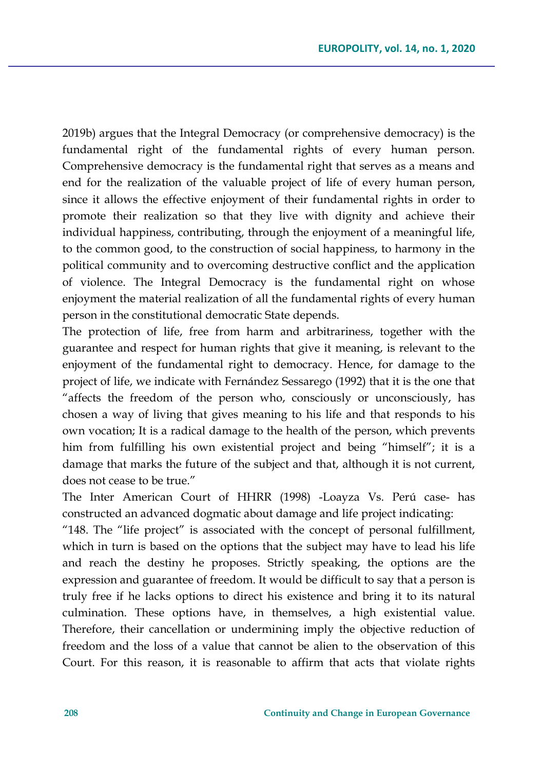2019b) argues that the Integral Democracy (or comprehensive democracy) is the fundamental right of the fundamental rights of every human person. Comprehensive democracy is the fundamental right that serves as a means and end for the realization of the valuable project of life of every human person, since it allows the effective enjoyment of their fundamental rights in order to promote their realization so that they live with dignity and achieve their individual happiness, contributing, through the enjoyment of a meaningful life, to the common good, to the construction of social happiness, to harmony in the political community and to overcoming destructive conflict and the application of violence. The Integral Democracy is the fundamental right on whose enjoyment the material realization of all the fundamental rights of every human person in the constitutional democratic State depends.

The protection of life, free from harm and arbitrariness, together with the guarantee and respect for human rights that give it meaning, is relevant to the enjoyment of the fundamental right to democracy. Hence, for damage to the project of life, we indicate with Fernández Sessarego (1992) that it is the one that "affects the freedom of the person who, consciously or unconsciously, has chosen a way of living that gives meaning to his life and that responds to his own vocation; It is a radical damage to the health of the person, which prevents him from fulfilling his own existential project and being "himself"; it is a damage that marks the future of the subject and that, although it is not current, does not cease to be true."

The Inter American Court of HHRR (1998) -Loayza Vs. Perú case- has constructed an advanced dogmatic about damage and life project indicating:

"148. The "life project" is associated with the concept of personal fulfillment, which in turn is based on the options that the subject may have to lead his life and reach the destiny he proposes. Strictly speaking, the options are the expression and guarantee of freedom. It would be difficult to say that a person is truly free if he lacks options to direct his existence and bring it to its natural culmination. These options have, in themselves, a high existential value. Therefore, their cancellation or undermining imply the objective reduction of freedom and the loss of a value that cannot be alien to the observation of this Court. For this reason, it is reasonable to affirm that acts that violate rights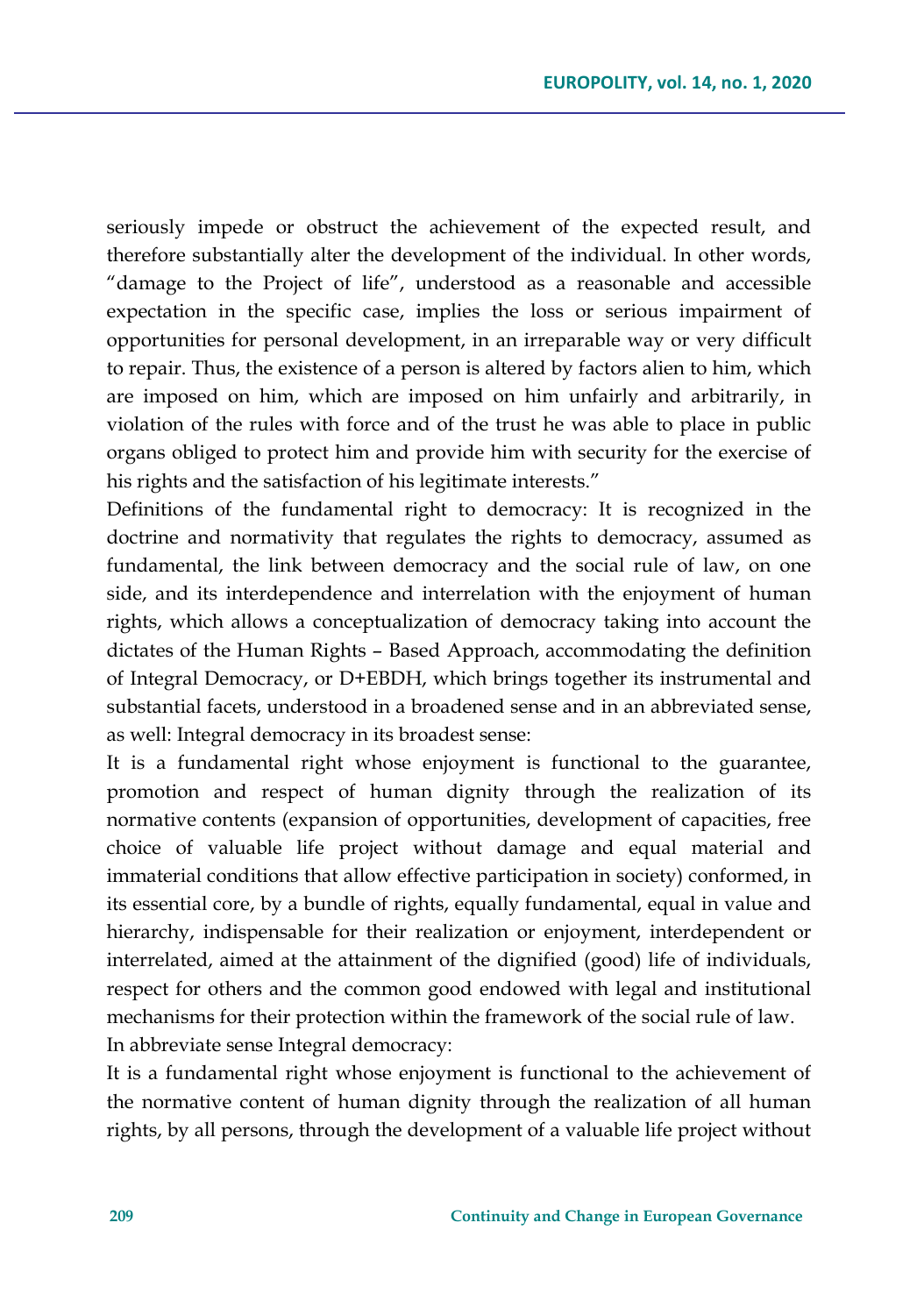seriously impede or obstruct the achievement of the expected result, and therefore substantially alter the development of the individual. In other words, "damage to the Project of life", understood as a reasonable and accessible expectation in the specific case, implies the loss or serious impairment of opportunities for personal development, in an irreparable way or very difficult to repair. Thus, the existence of a person is altered by factors alien to him, which are imposed on him, which are imposed on him unfairly and arbitrarily, in violation of the rules with force and of the trust he was able to place in public organs obliged to protect him and provide him with security for the exercise of his rights and the satisfaction of his legitimate interests."

Definitions of the fundamental right to democracy: It is recognized in the doctrine and normativity that regulates the rights to democracy, assumed as fundamental, the link between democracy and the social rule of law, on one side, and its interdependence and interrelation with the enjoyment of human rights, which allows a conceptualization of democracy taking into account the dictates of the Human Rights – Based Approach, accommodating the definition of Integral Democracy, or D+EBDH, which brings together its instrumental and substantial facets, understood in a broadened sense and in an abbreviated sense, as well: Integral democracy in its broadest sense:

It is a fundamental right whose enjoyment is functional to the guarantee, promotion and respect of human dignity through the realization of its normative contents (expansion of opportunities, development of capacities, free choice of valuable life project without damage and equal material and immaterial conditions that allow effective participation in society) conformed, in its essential core, by a bundle of rights, equally fundamental, equal in value and hierarchy, indispensable for their realization or enjoyment, interdependent or interrelated, aimed at the attainment of the dignified (good) life of individuals, respect for others and the common good endowed with legal and institutional mechanisms for their protection within the framework of the social rule of law.

In abbreviate sense Integral democracy:

It is a fundamental right whose enjoyment is functional to the achievement of the normative content of human dignity through the realization of all human rights, by all persons, through the development of a valuable life project without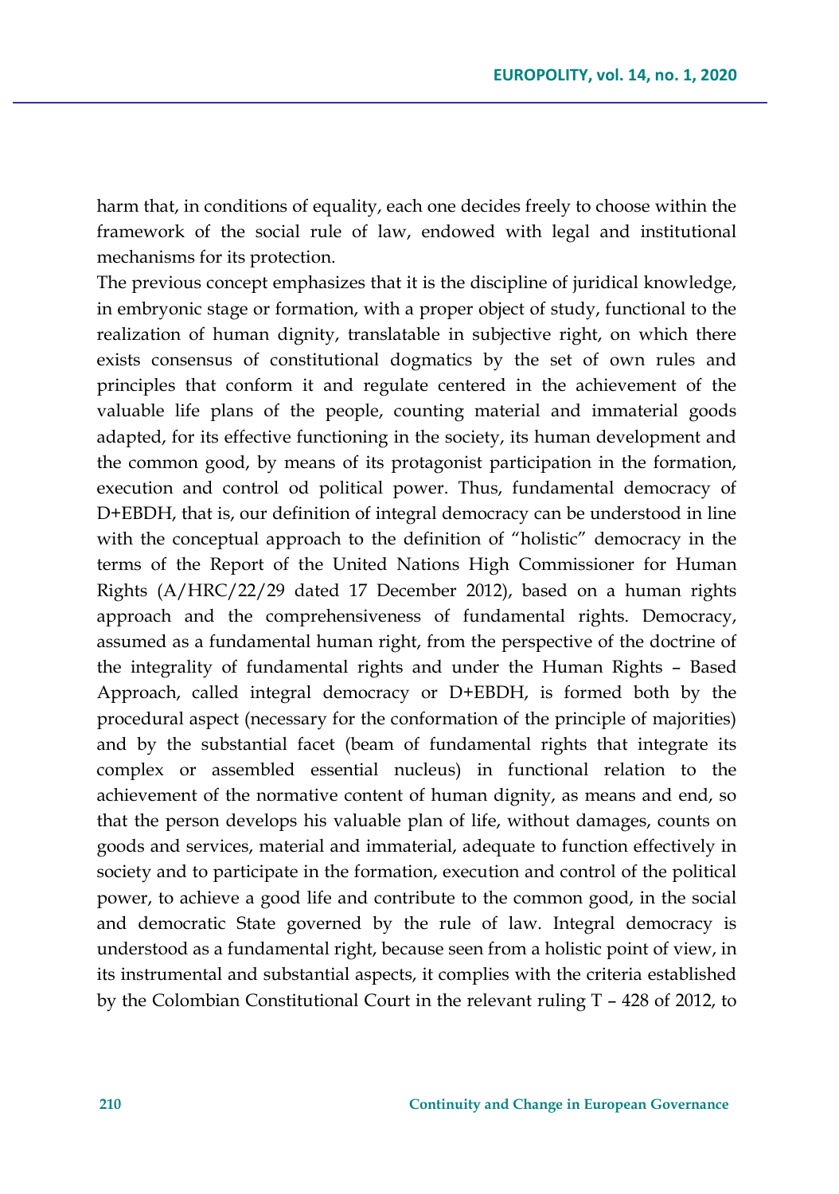harm that, in conditions of equality, each one decides freely to choose within the framework of the social rule of law, endowed with legal and institutional mechanisms for its protection.

The previous concept emphasizes that it is the discipline of juridical knowledge, in embryonic stage or formation, with a proper object of study, functional to the realization of human dignity, translatable in subjective right, on which there exists consensus of constitutional dogmatics by the set of own rules and principles that conform it and regulate centered in the achievement of the valuable life plans of the people, counting material and immaterial goods adapted, for its effective functioning in the society, its human development and the common good, by means of its protagonist participation in the formation, execution and control od political power. Thus, fundamental democracy of D+EBDH, that is, our definition of integral democracy can be understood in line with the conceptual approach to the definition of "holistic" democracy in the terms of the Report of the United Nations High Commissioner for Human Rights (A/HRC/22/29 dated 17 December 2012), based on a human rights approach and the comprehensiveness of fundamental rights. Democracy, assumed as a fundamental human right, from the perspective of the doctrine of the integrality of fundamental rights and under the Human Rights – Based Approach, called integral democracy or D+EBDH, is formed both by the procedural aspect (necessary for the conformation of the principle of majorities) and by the substantial facet (beam of fundamental rights that integrate its complex or assembled essential nucleus) in functional relation to the achievement of the normative content of human dignity, as means and end, so that the person develops his valuable plan of life, without damages, counts on goods and services, material and immaterial, adequate to function effectively in society and to participate in the formation, execution and control of the political power, to achieve a good life and contribute to the common good, in the social and democratic State governed by the rule of law. Integral democracy is understood as a fundamental right, because seen from a holistic point of view, in its instrumental and substantial aspects, it complies with the criteria established by the Colombian Constitutional Court in the relevant ruling T – 428 of 2012, to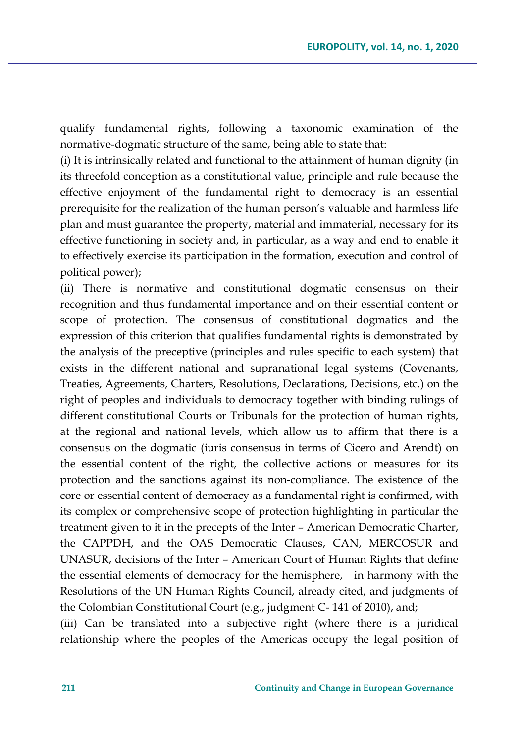qualify fundamental rights, following a taxonomic examination of the normative-dogmatic structure of the same, being able to state that:

(i) It is intrinsically related and functional to the attainment of human dignity (in its threefold conception as a constitutional value, principle and rule because the effective enjoyment of the fundamental right to democracy is an essential prerequisite for the realization of the human person's valuable and harmless life plan and must guarantee the property, material and immaterial, necessary for its effective functioning in society and, in particular, as a way and end to enable it to effectively exercise its participation in the formation, execution and control of political power);

(ii) There is normative and constitutional dogmatic consensus on their recognition and thus fundamental importance and on their essential content or scope of protection. The consensus of constitutional dogmatics and the expression of this criterion that qualifies fundamental rights is demonstrated by the analysis of the preceptive (principles and rules specific to each system) that exists in the different national and supranational legal systems (Covenants, Treaties, Agreements, Charters, Resolutions, Declarations, Decisions, etc.) on the right of peoples and individuals to democracy together with binding rulings of different constitutional Courts or Tribunals for the protection of human rights, at the regional and national levels, which allow us to affirm that there is a consensus on the dogmatic (iuris consensus in terms of Cicero and Arendt) on the essential content of the right, the collective actions or measures for its protection and the sanctions against its non-compliance. The existence of the core or essential content of democracy as a fundamental right is confirmed, with its complex or comprehensive scope of protection highlighting in particular the treatment given to it in the precepts of the Inter – American Democratic Charter, the CAPPDH, and the OAS Democratic Clauses, CAN, MERCOSUR and UNASUR, decisions of the Inter – American Court of Human Rights that define the essential elements of democracy for the hemisphere, in harmony with the Resolutions of the UN Human Rights Council, already cited, and judgments of the Colombian Constitutional Court (e.g., judgment C- 141 of 2010), and;

(iii) Can be translated into a subjective right (where there is a juridical relationship where the peoples of the Americas occupy the legal position of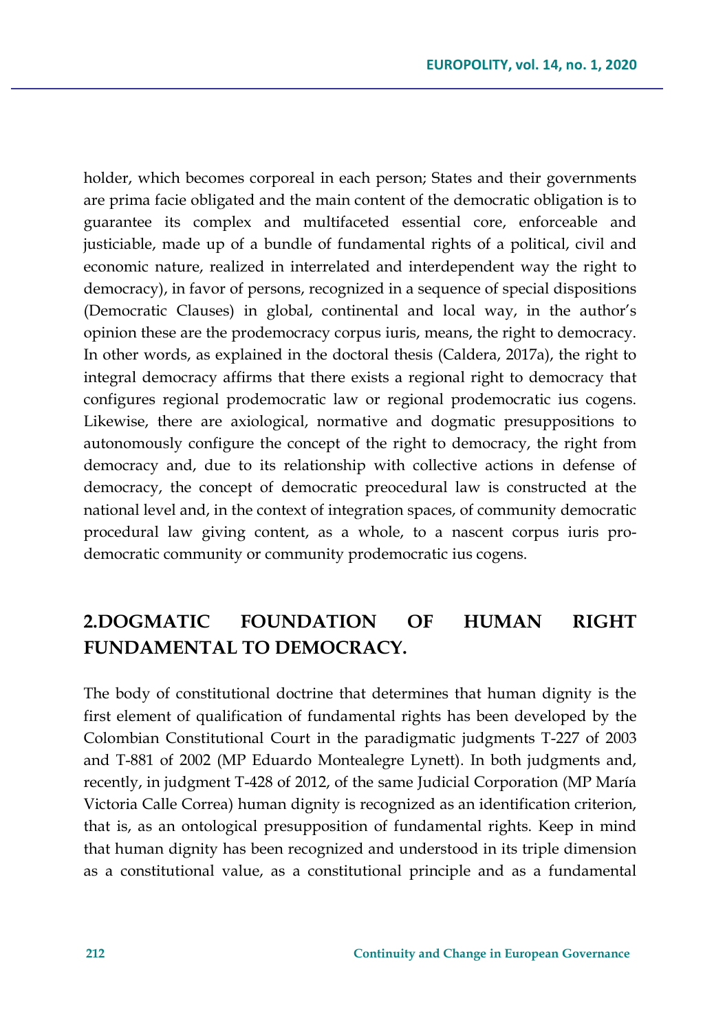holder, which becomes corporeal in each person; States and their governments are prima facie obligated and the main content of the democratic obligation is to guarantee its complex and multifaceted essential core, enforceable and justiciable, made up of a bundle of fundamental rights of a political, civil and economic nature, realized in interrelated and interdependent way the right to democracy), in favor of persons, recognized in a sequence of special dispositions (Democratic Clauses) in global, continental and local way, in the author's opinion these are the prodemocracy corpus iuris, means, the right to democracy. In other words, as explained in the doctoral thesis (Caldera, 2017a), the right to integral democracy affirms that there exists a regional right to democracy that configures regional prodemocratic law or regional prodemocratic ius cogens. Likewise, there are axiological, normative and dogmatic presuppositions to autonomously configure the concept of the right to democracy, the right from democracy and, due to its relationship with collective actions in defense of democracy, the concept of democratic preocedural law is constructed at the national level and, in the context of integration spaces, of community democratic procedural law giving content, as a whole, to a nascent corpus iuris pro-democratic community or community prodemocratic ius cogens.

## 2.DOGMATIC FOUNDATION OF HUMAN RIGHT FUNDAMENTAL TO DEMOCRACY.

The body of constitutional doctrine that determines that human dignity is the first element of qualification of fundamental rights has been developed by the Colombian Constitutional Court in the paradigmatic judgments T-227 of 2003 and T-881 of 2002 (MP Eduardo Montealegre Lynett). In both judgments and, recently, in judgment T-428 of 2012, of the same Judicial Corporation (MP María Victoria Calle Correa) human dignity is recognized as an identification criterion, that is, as an ontological presupposition of fundamental rights. Keep in mind that human dignity has been recognized and understood in its triple dimension as a constitutional value, as a constitutional principle and as a fundamental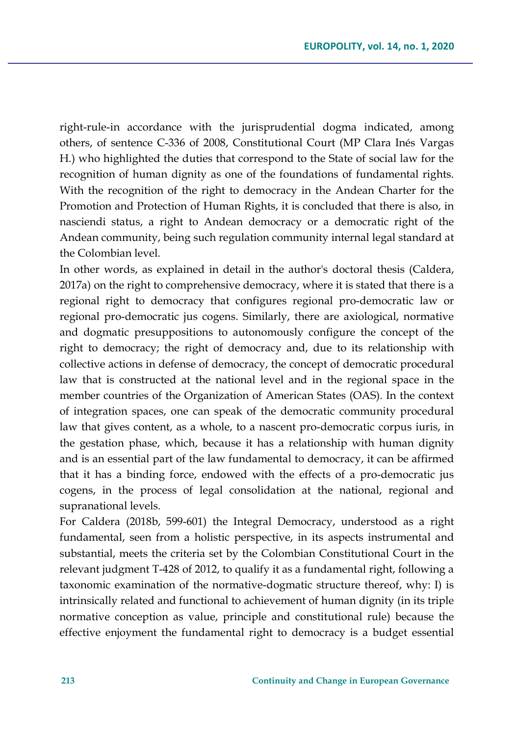right-rule-in accordance with the jurisprudential dogma indicated, among others, of sentence C-336 of 2008, Constitutional Court (MP Clara Inés Vargas H.) who highlighted the duties that correspond to the State of social law for the recognition of human dignity as one of the foundations of fundamental rights. With the recognition of the right to democracy in the Andean Charter for the Promotion and Protection of Human Rights, it is concluded that there is also, in nasciendi status, a right to Andean democracy or a democratic right of the Andean community, being such regulation community internal legal standard at the Colombian level.

In other words, as explained in detail in the author's doctoral thesis (Caldera, 2017a) on the right to comprehensive democracy, where it is stated that there is a regional right to democracy that configures regional pro-democratic law or regional pro-democratic jus cogens. Similarly, there are axiological, normative and dogmatic presuppositions to autonomously configure the concept of the right to democracy; the right of democracy and, due to its relationship with collective actions in defense of democracy, the concept of democratic procedural law that is constructed at the national level and in the regional space in the member countries of the Organization of American States (OAS). In the context of integration spaces, one can speak of the democratic community procedural law that gives content, as a whole, to a nascent pro-democratic corpus iuris, in the gestation phase, which, because it has a relationship with human dignity and is an essential part of the law fundamental to democracy, it can be affirmed that it has a binding force, endowed with the effects of a pro-democratic jus cogens, in the process of legal consolidation at the national, regional and supranational levels.

For Caldera (2018b, 599-601) the Integral Democracy, understood as a right fundamental, seen from a holistic perspective, in its aspects instrumental and substantial, meets the criteria set by the Colombian Constitutional Court in the relevant judgment T-428 of 2012, to qualify it as a fundamental right, following a taxonomic examination of the normative-dogmatic structure thereof, why: I) is intrinsically related and functional to achievement of human dignity (in its triple normative conception as value, principle and constitutional rule) because the effective enjoyment the fundamental right to democracy is a budget essential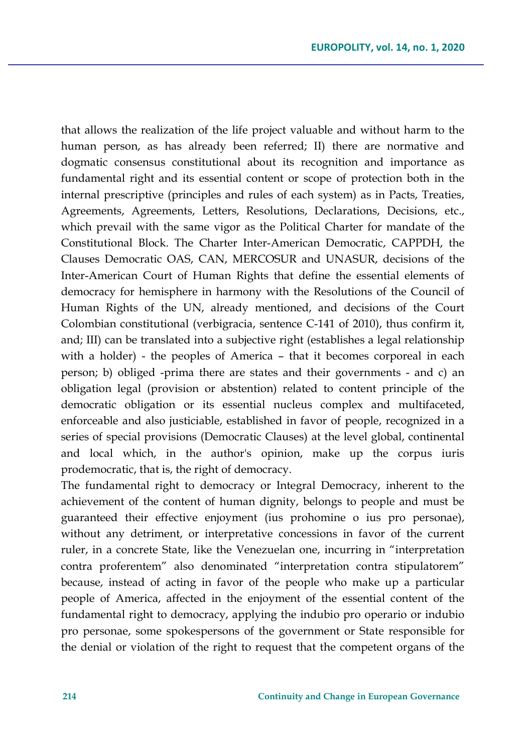that allows the realization of the life project valuable and without harm to the human person, as has already been referred; II) there are normative and dogmatic consensus constitutional about its recognition and importance as fundamental right and its essential content or scope of protection both in the internal prescriptive (principles and rules of each system) as in Pacts, Treaties, Agreements, Agreements, Letters, Resolutions, Declarations, Decisions, etc., which prevail with the same vigor as the Political Charter for mandate of the Constitutional Block. The Charter Inter-American Democratic, CAPPDH, the Clauses Democratic OAS, CAN, MERCOSUR and UNASUR, decisions of the Inter-American Court of Human Rights that define the essential elements of democracy for hemisphere in harmony with the Resolutions of the Council of Human Rights of the UN, already mentioned, and decisions of the Court Colombian constitutional (verbigracia, sentence C-141 of 2010), thus confirm it, and; III) can be translated into a subjective right (establishes a legal relationship with a holder) - the peoples of America – that it becomes corporeal in each person; b) obliged -prima there are states and their governments - and c) an obligation legal (provision or abstention) related to content principle of the democratic obligation or its essential nucleus complex and multifaceted, enforceable and also justiciable, established in favor of people, recognized in a series of special provisions (Democratic Clauses) at the level global, continental and local which, in the author's opinion, make up the corpus iuris prodemocratic, that is, the right of democracy.

The fundamental right to democracy or Integral Democracy, inherent to the achievement of the content of human dignity, belongs to people and must be guaranteed their effective enjoyment (ius prohomine o ius pro personae), without any detriment, or interpretative concessions in favor of the current ruler, in a concrete State, like the Venezuelan one, incurring in "interpretation contra proferentem" also denominated "interpretation contra stipulatorem" because, instead of acting in favor of the people who make up a particular people of America, affected in the enjoyment of the essential content of the fundamental right to democracy, applying the indubio pro operario or indubio pro personae, some spokespersons of the government or State responsible for the denial or violation of the right to request that the competent organs of the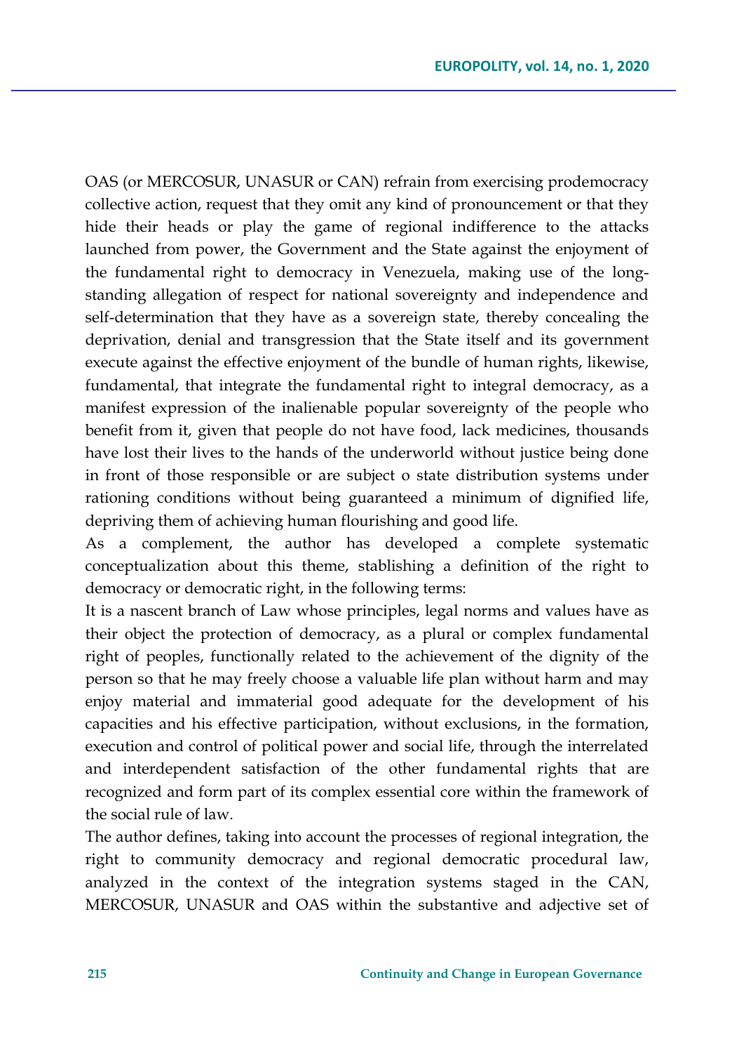OAS (or MERCOSUR, UNASUR or CAN) refrain from exercising prodemocracy collective action, request that they omit any kind of pronouncement or that they hide their heads or play the game of regional indifference to the attacks launched from power, the Government and the State against the enjoyment of the fundamental right to democracy in Venezuela, making use of the long-standing allegation of respect for national sovereignty and independence and self-determination that they have as a sovereign state, thereby concealing the deprivation, denial and transgression that the State itself and its government execute against the effective enjoyment of the bundle of human rights, likewise, fundamental, that integrate the fundamental right to integral democracy, as a manifest expression of the inalienable popular sovereignty of the people who benefit from it, given that people do not have food, lack medicines, thousands have lost their lives to the hands of the underworld without justice being done in front of those responsible or are subject o state distribution systems under rationing conditions without being guaranteed a minimum of dignified life, depriving them of achieving human flourishing and good life.

As a complement, the author has developed a complete systematic conceptualization about this theme, stablishing a definition of the right to democracy or democratic right, in the following terms:

It is a nascent branch of Law whose principles, legal norms and values have as their object the protection of democracy, as a plural or complex fundamental right of peoples, functionally related to the achievement of the dignity of the person so that he may freely choose a valuable life plan without harm and may enjoy material and immaterial good adequate for the development of his capacities and his effective participation, without exclusions, in the formation, execution and control of political power and social life, through the interrelated and interdependent satisfaction of the other fundamental rights that are recognized and form part of its complex essential core within the framework of the social rule of law.

The author defines, taking into account the processes of regional integration, the right to community democracy and regional democratic procedural law, analyzed in the context of the integration systems staged in the CAN, MERCOSUR, UNASUR and OAS within the substantive and adjective set of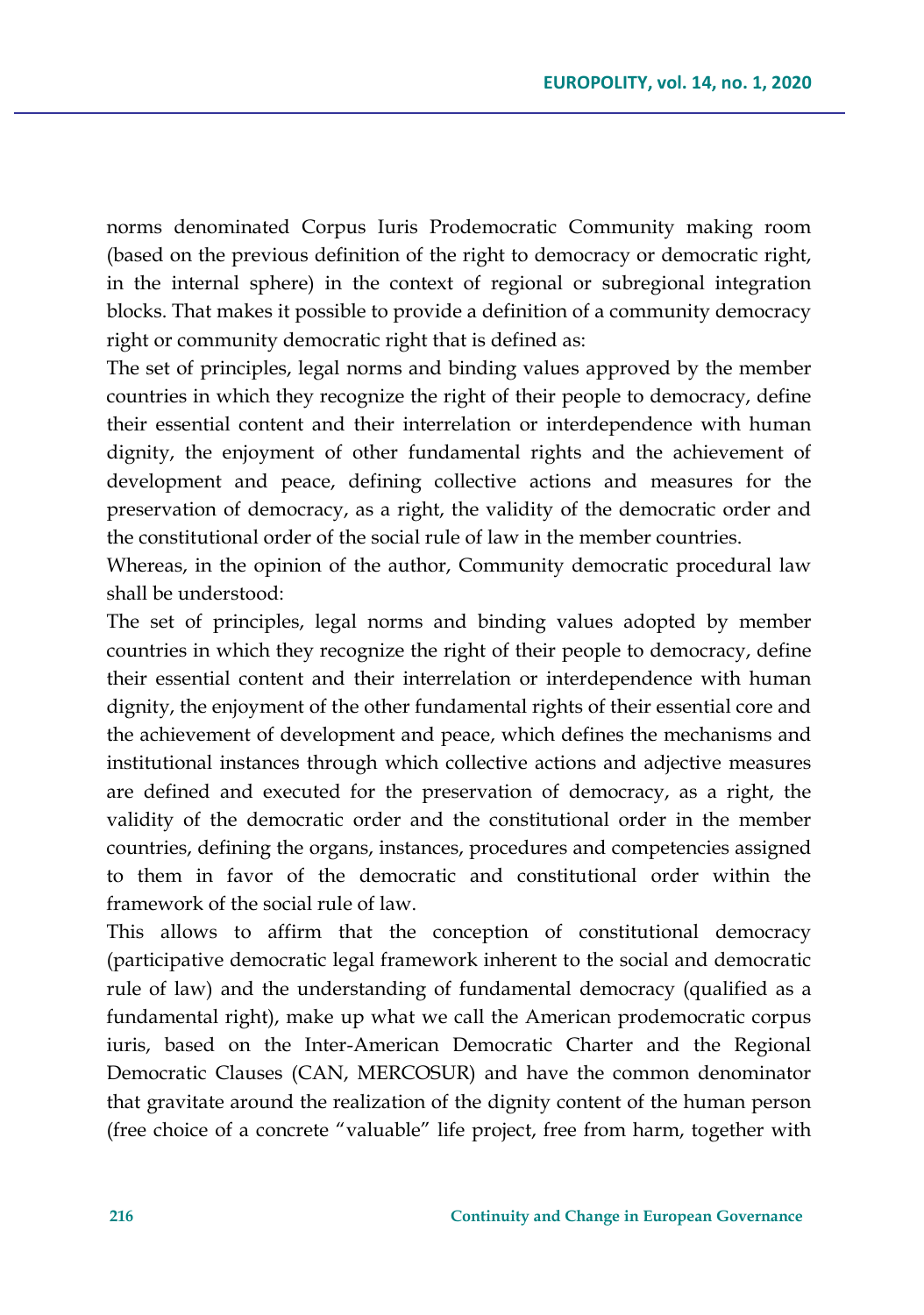norms denominated Corpus Iuris Prodemocratic Community making room (based on the previous definition of the right to democracy or democratic right, in the internal sphere) in the context of regional or subregional integration blocks. That makes it possible to provide a definition of a community democracy right or community democratic right that is defined as:

The set of principles, legal norms and binding values approved by the member countries in which they recognize the right of their people to democracy, define their essential content and their interrelation or interdependence with human dignity, the enjoyment of other fundamental rights and the achievement of development and peace, defining collective actions and measures for the preservation of democracy, as a right, the validity of the democratic order and the constitutional order of the social rule of law in the member countries.

Whereas, in the opinion of the author, Community democratic procedural law shall be understood:

The set of principles, legal norms and binding values adopted by member countries in which they recognize the right of their people to democracy, define their essential content and their interrelation or interdependence with human dignity, the enjoyment of the other fundamental rights of their essential core and the achievement of development and peace, which defines the mechanisms and institutional instances through which collective actions and adjective measures are defined and executed for the preservation of democracy, as a right, the validity of the democratic order and the constitutional order in the member countries, defining the organs, instances, procedures and competencies assigned to them in favor of the democratic and constitutional order within the framework of the social rule of law.

This allows to affirm that the conception of constitutional democracy (participative democratic legal framework inherent to the social and democratic rule of law) and the understanding of fundamental democracy (qualified as a fundamental right), make up what we call the American prodemocratic corpus iuris, based on the Inter-American Democratic Charter and the Regional Democratic Clauses (CAN, MERCOSUR) and have the common denominator that gravitate around the realization of the dignity content of the human person (free choice of a concrete "valuable" life project, free from harm, together with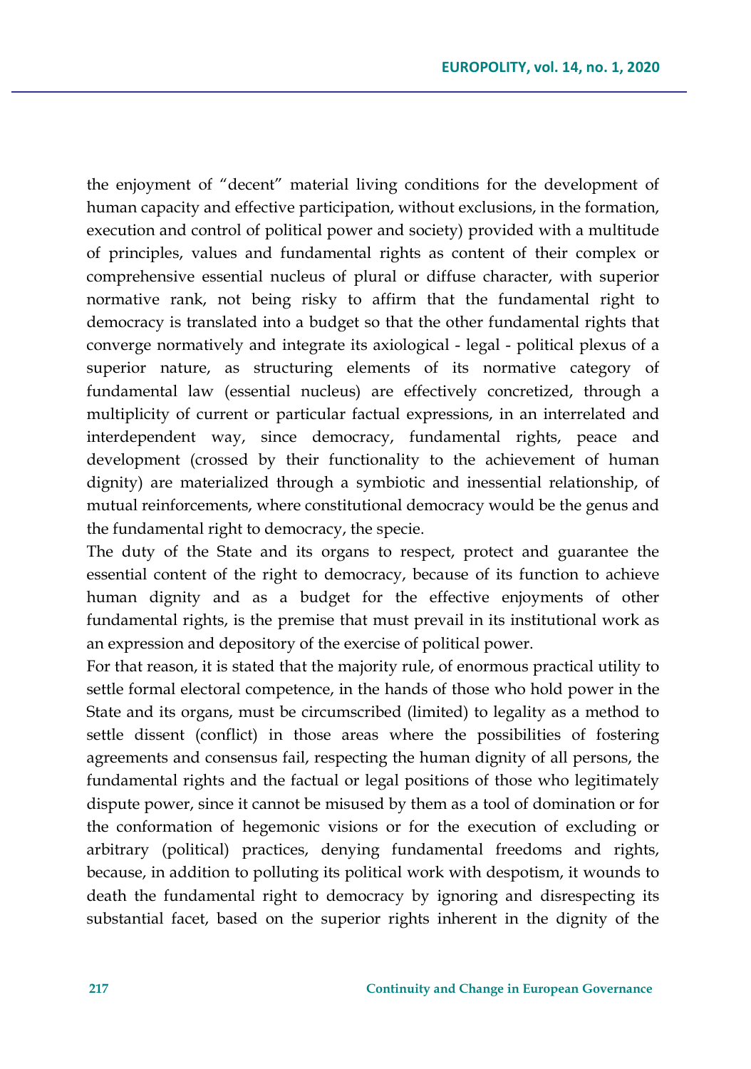the enjoyment of "decent" material living conditions for the development of human capacity and effective participation, without exclusions, in the formation, execution and control of political power and society) provided with a multitude of principles, values and fundamental rights as content of their complex or comprehensive essential nucleus of plural or diffuse character, with superior normative rank, not being risky to affirm that the fundamental right to democracy is translated into a budget so that the other fundamental rights that converge normatively and integrate its axiological - legal - political plexus of a superior nature, as structuring elements of its normative category of fundamental law (essential nucleus) are effectively concretized, through a multiplicity of current or particular factual expressions, in an interrelated and interdependent way, since democracy, fundamental rights, peace and development (crossed by their functionality to the achievement of human dignity) are materialized through a symbiotic and inessential relationship, of mutual reinforcements, where constitutional democracy would be the genus and the fundamental right to democracy, the specie.

The duty of the State and its organs to respect, protect and guarantee the essential content of the right to democracy, because of its function to achieve human dignity and as a budget for the effective enjoyments of other fundamental rights, is the premise that must prevail in its institutional work as an expression and depository of the exercise of political power.

For that reason, it is stated that the majority rule, of enormous practical utility to settle formal electoral competence, in the hands of those who hold power in the State and its organs, must be circumscribed (limited) to legality as a method to settle dissent (conflict) in those areas where the possibilities of fostering agreements and consensus fail, respecting the human dignity of all persons, the fundamental rights and the factual or legal positions of those who legitimately dispute power, since it cannot be misused by them as a tool of domination or for the conformation of hegemonic visions or for the execution of excluding or arbitrary (political) practices, denying fundamental freedoms and rights, because, in addition to polluting its political work with despotism, it wounds to death the fundamental right to democracy by ignoring and disrespecting its substantial facet, based on the superior rights inherent in the dignity of the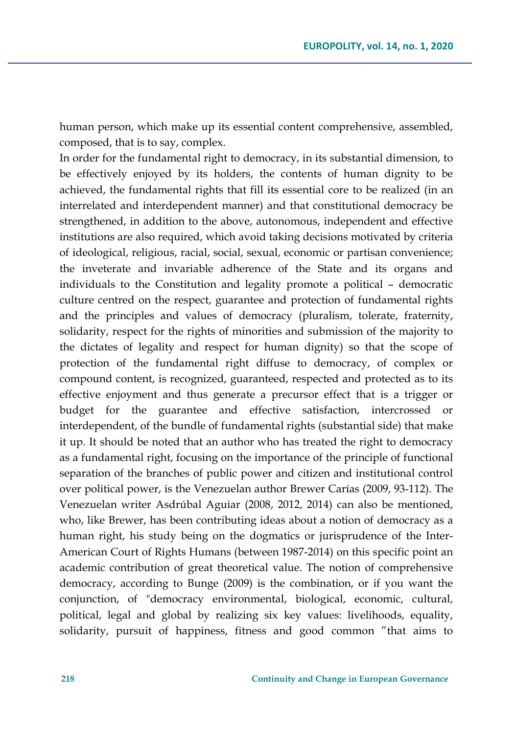human person, which make up its essential content comprehensive, assembled, composed, that is to say, complex.

In order for the fundamental right to democracy, in its substantial dimension, to be effectively enjoyed by its holders, the contents of human dignity to be achieved, the fundamental rights that fill its essential core to be realized (in an interrelated and interdependent manner) and that constitutional democracy be strengthened, in addition to the above, autonomous, independent and effective institutions are also required, which avoid taking decisions motivated by criteria of ideological, religious, racial, social, sexual, economic or partisan convenience; the inveterate and invariable adherence of the State and its organs and individuals to the Constitution and legality promote a political – democratic culture centred on the respect, guarantee and protection of fundamental rights and the principles and values of democracy (pluralism, tolerate, fraternity, solidarity, respect for the rights of minorities and submission of the majority to the dictates of legality and respect for human dignity) so that the scope of protection of the fundamental right diffuse to democracy, of complex or compound content, is recognized, guaranteed, respected and protected as to its effective enjoyment and thus generate a precursor effect that is a trigger or budget for the guarantee and effective satisfaction, intercrossed or interdependent, of the bundle of fundamental rights (substantial side) that make it up. It should be noted that an author who has treated the right to democracy as a fundamental right, focusing on the importance of the principle of functional separation of the branches of public power and citizen and institutional control over political power, is the Venezuelan author Brewer Carías (2009, 93-112). The Venezuelan writer Asdrúbal Aguiar (2008, 2012, 2014) can also be mentioned, who, like Brewer, has been contributing ideas about a notion of democracy as a human right, his study being on the dogmatics or jurisprudence of the Inter-American Court of Rights Humans (between 1987-2014) on this specific point an academic contribution of great theoretical value. The notion of comprehensive democracy, according to Bunge (2009) is the combination, or if you want the conjunction, of "democracy environmental, biological, economic, cultural, political, legal and global by realizing six key values: livelihoods, equality, solidarity, pursuit of happiness, fitness and good common "that aims to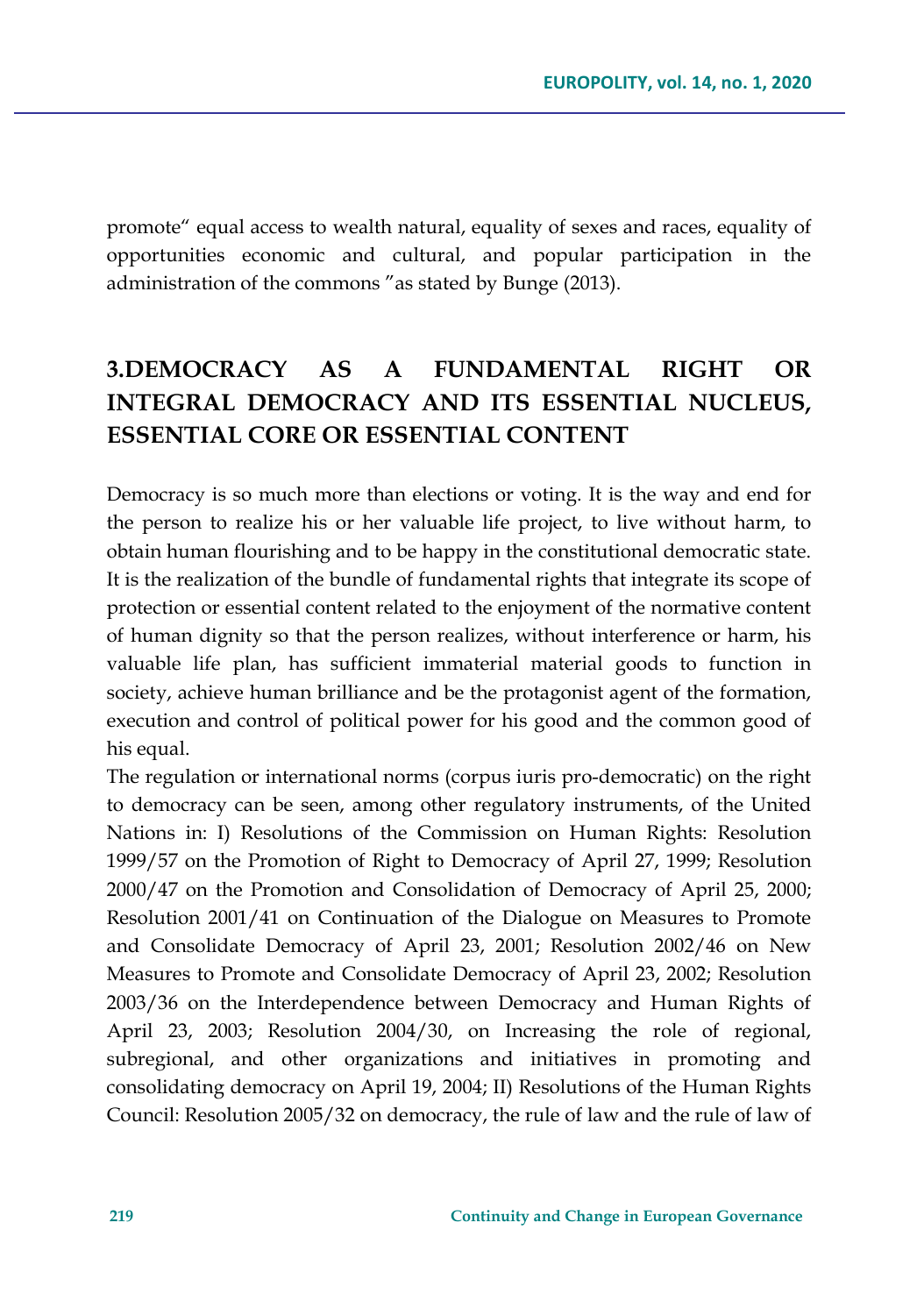promote" equal access to wealth natural, equality of sexes and races, equality of opportunities economic and cultural, and popular participation in the administration of the commons "as stated by Bunge (2013).

## 3.DEMOCRACY AS A FUNDAMENTAL RIGHT OR INTEGRAL DEMOCRACY AND ITS ESSENTIAL NUCLEUS, ESSENTIAL CORE OR ESSENTIAL CONTENT

Democracy is so much more than elections or voting. It is the way and end for the person to realize his or her valuable life project, to live without harm, to obtain human flourishing and to be happy in the constitutional democratic state. It is the realization of the bundle of fundamental rights that integrate its scope of protection or essential content related to the enjoyment of the normative content of human dignity so that the person realizes, without interference or harm, his valuable life plan, has sufficient immaterial material goods to function in society, achieve human brilliance and be the protagonist agent of the formation, execution and control of political power for his good and the common good of his equal.

The regulation or international norms (corpus iuris pro-democratic) on the right to democracy can be seen, among other regulatory instruments, of the United Nations in: I) Resolutions of the Commission on Human Rights: Resolution 1999/57 on the Promotion of Right to Democracy of April 27, 1999; Resolution 2000/47 on the Promotion and Consolidation of Democracy of April 25, 2000; Resolution 2001/41 on Continuation of the Dialogue on Measures to Promote and Consolidate Democracy of April 23, 2001; Resolution 2002/46 on New Measures to Promote and Consolidate Democracy of April 23, 2002; Resolution 2003/36 on the Interdependence between Democracy and Human Rights of April 23, 2003; Resolution 2004/30, on Increasing the role of regional, subregional, and other organizations and initiatives in promoting and consolidating democracy on April 19, 2004; II) Resolutions of the Human Rights Council: Resolution 2005/32 on democracy, the rule of law and the rule of law of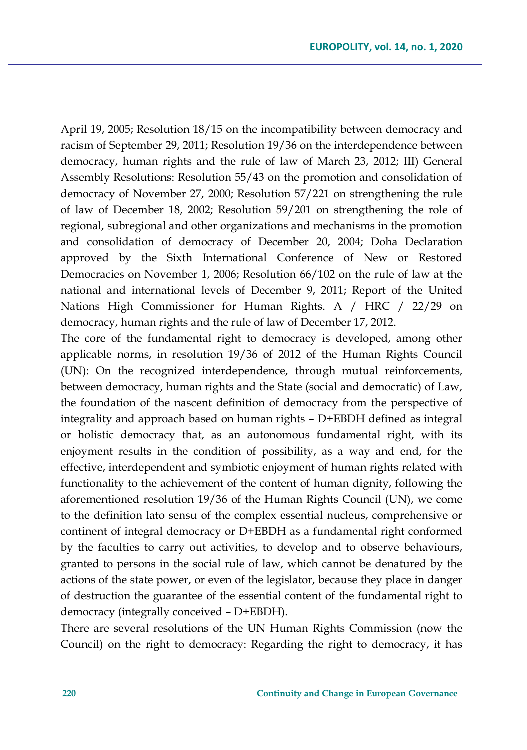April 19, 2005; Resolution 18/15 on the incompatibility between democracy and racism of September 29, 2011; Resolution 19/36 on the interdependence between democracy, human rights and the rule of law of March 23, 2012; III) General Assembly Resolutions: Resolution 55/43 on the promotion and consolidation of democracy of November 27, 2000; Resolution 57/221 on strengthening the rule of law of December 18, 2002; Resolution 59/201 on strengthening the role of regional, subregional and other organizations and mechanisms in the promotion and consolidation of democracy of December 20, 2004; Doha Declaration approved by the Sixth International Conference of New or Restored Democracies on November 1, 2006; Resolution 66/102 on the rule of law at the national and international levels of December 9, 2011; Report of the United Nations High Commissioner for Human Rights. A / HRC / 22/29 on democracy, human rights and the rule of law of December 17, 2012.

The core of the fundamental right to democracy is developed, among other applicable norms, in resolution 19/36 of 2012 of the Human Rights Council (UN): On the recognized interdependence, through mutual reinforcements, between democracy, human rights and the State (social and democratic) of Law, the foundation of the nascent definition of democracy from the perspective of integrality and approach based on human rights – D+EBDH defined as integral or holistic democracy that, as an autonomous fundamental right, with its enjoyment results in the condition of possibility, as a way and end, for the effective, interdependent and symbiotic enjoyment of human rights related with functionality to the achievement of the content of human dignity, following the aforementioned resolution 19/36 of the Human Rights Council (UN), we come to the definition lato sensu of the complex essential nucleus, comprehensive or continent of integral democracy or D+EBDH as a fundamental right conformed by the faculties to carry out activities, to develop and to observe behaviours, granted to persons in the social rule of law, which cannot be denatured by the actions of the state power, or even of the legislator, because they place in danger of destruction the guarantee of the essential content of the fundamental right to democracy (integrally conceived – D+EBDH).

There are several resolutions of the UN Human Rights Commission (now the Council) on the right to democracy: Regarding the right to democracy, it has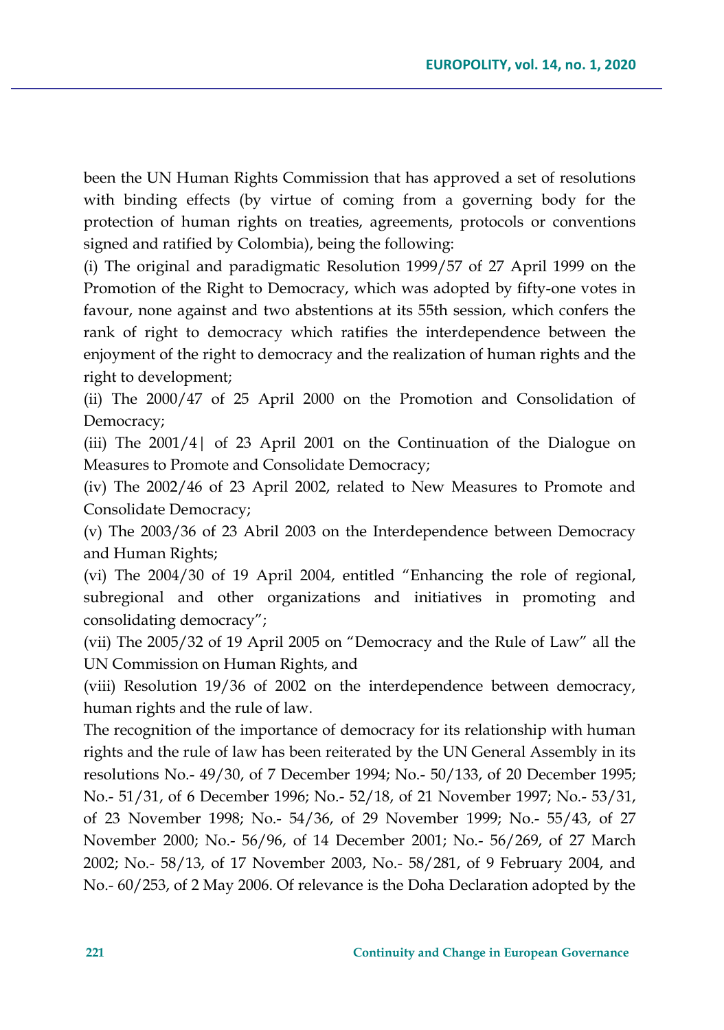been the UN Human Rights Commission that has approved a set of resolutions with binding effects (by virtue of coming from a governing body for the protection of human rights on treaties, agreements, protocols or conventions signed and ratified by Colombia), being the following:

(i) The original and paradigmatic Resolution 1999/57 of 27 April 1999 on the Promotion of the Right to Democracy, which was adopted by fifty-one votes in favour, none against and two abstentions at its 55th session, which confers the rank of right to democracy which ratifies the interdependence between the enjoyment of the right to democracy and the realization of human rights and the right to development;

(ii) The 2000/47 of 25 April 2000 on the Promotion and Consolidation of Democracy;

(iii) The 2001/4| of 23 April 2001 on the Continuation of the Dialogue on Measures to Promote and Consolidate Democracy;

(iv) The 2002/46 of 23 April 2002, related to New Measures to Promote and Consolidate Democracy;

(v) The 2003/36 of 23 Abril 2003 on the Interdependence between Democracy and Human Rights;

(vi) The 2004/30 of 19 April 2004, entitled "Enhancing the role of regional, subregional and other organizations and initiatives in promoting and consolidating democracy";

(vii) The 2005/32 of 19 April 2005 on "Democracy and the Rule of Law" all the UN Commission on Human Rights, and

(viii) Resolution 19/36 of 2002 on the interdependence between democracy, human rights and the rule of law.

The recognition of the importance of democracy for its relationship with human rights and the rule of law has been reiterated by the UN General Assembly in its resolutions No.- 49/30, of 7 December 1994; No.- 50/133, of 20 December 1995; No.- 51/31, of 6 December 1996; No.- 52/18, of 21 November 1997; No.- 53/31, of 23 November 1998; No.- 54/36, of 29 November 1999; No.- 55/43, of 27 November 2000; No.- 56/96, of 14 December 2001; No.- 56/269, of 27 March 2002; No.- 58/13, of 17 November 2003, No.- 58/281, of 9 February 2004, and No.- 60/253, of 2 May 2006. Of relevance is the Doha Declaration adopted by the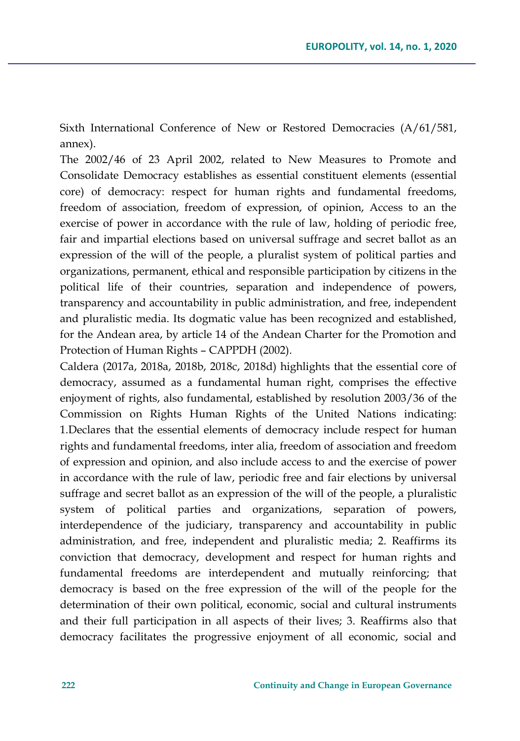Sixth International Conference of New or Restored Democracies (A/61/581, annex).

The 2002/46 of 23 April 2002, related to New Measures to Promote and Consolidate Democracy establishes as essential constituent elements (essential core) of democracy: respect for human rights and fundamental freedoms, freedom of association, freedom of expression, of opinion, Access to an the exercise of power in accordance with the rule of law, holding of periodic free, fair and impartial elections based on universal suffrage and secret ballot as an expression of the will of the people, a pluralist system of political parties and organizations, permanent, ethical and responsible participation by citizens in the political life of their countries, separation and independence of powers, transparency and accountability in public administration, and free, independent and pluralistic media. Its dogmatic value has been recognized and established, for the Andean area, by article 14 of the Andean Charter for the Promotion and Protection of Human Rights – CAPPDH (2002).

Caldera (2017a, 2018a, 2018b, 2018c, 2018d) highlights that the essential core of democracy, assumed as a fundamental human right, comprises the effective enjoyment of rights, also fundamental, established by resolution 2003/36 of the Commission on Rights Human Rights of the United Nations indicating: 1.Declares that the essential elements of democracy include respect for human rights and fundamental freedoms, inter alia, freedom of association and freedom of expression and opinion, and also include access to and the exercise of power in accordance with the rule of law, periodic free and fair elections by universal suffrage and secret ballot as an expression of the will of the people, a pluralistic system of political parties and organizations, separation of powers, interdependence of the judiciary, transparency and accountability in public administration, and free, independent and pluralistic media; 2. Reaffirms its conviction that democracy, development and respect for human rights and fundamental freedoms are interdependent and mutually reinforcing; that democracy is based on the free expression of the will of the people for the determination of their own political, economic, social and cultural instruments and their full participation in all aspects of their lives; 3. Reaffirms also that democracy facilitates the progressive enjoyment of all economic, social and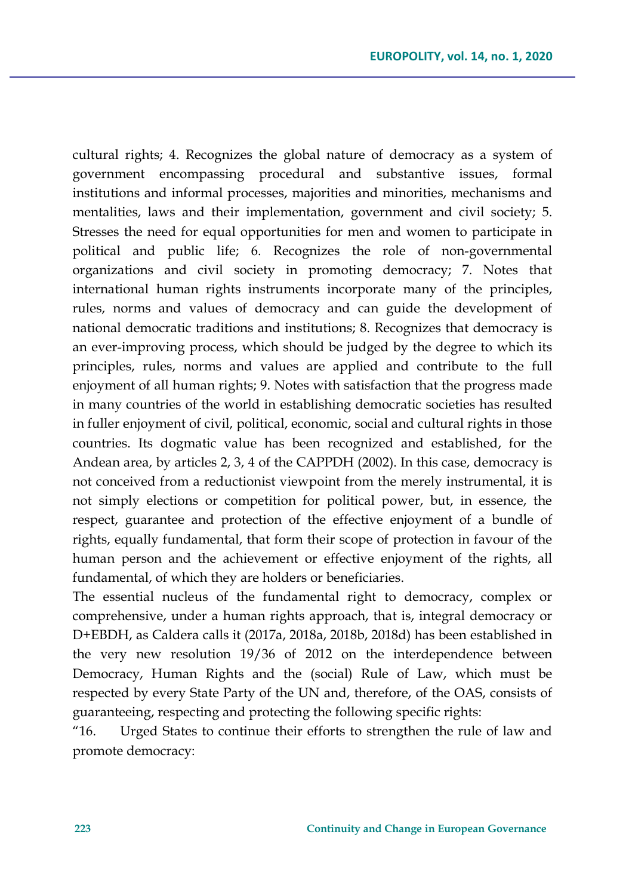cultural rights; 4. Recognizes the global nature of democracy as a system of government encompassing procedural and substantive issues, formal institutions and informal processes, majorities and minorities, mechanisms and mentalities, laws and their implementation, government and civil society; 5. Stresses the need for equal opportunities for men and women to participate in political and public life; 6. Recognizes the role of non-governmental organizations and civil society in promoting democracy; 7. Notes that international human rights instruments incorporate many of the principles, rules, norms and values of democracy and can guide the development of national democratic traditions and institutions; 8. Recognizes that democracy is an ever-improving process, which should be judged by the degree to which its principles, rules, norms and values are applied and contribute to the full enjoyment of all human rights; 9. Notes with satisfaction that the progress made in many countries of the world in establishing democratic societies has resulted in fuller enjoyment of civil, political, economic, social and cultural rights in those countries. Its dogmatic value has been recognized and established, for the Andean area, by articles 2, 3, 4 of the CAPPDH (2002). In this case, democracy is not conceived from a reductionist viewpoint from the merely instrumental, it is not simply elections or competition for political power, but, in essence, the respect, guarantee and protection of the effective enjoyment of a bundle of rights, equally fundamental, that form their scope of protection in favour of the human person and the achievement or effective enjoyment of the rights, all fundamental, of which they are holders or beneficiaries.

The essential nucleus of the fundamental right to democracy, complex or comprehensive, under a human rights approach, that is, integral democracy or D+EBDH, as Caldera calls it (2017a, 2018a, 2018b, 2018d) has been established in the very new resolution 19/36 of 2012 on the interdependence between Democracy, Human Rights and the (social) Rule of Law, which must be respected by every State Party of the UN and, therefore, of the OAS, consists of guaranteeing, respecting and protecting the following specific rights:

"16. Urged States to continue their efforts to strengthen the rule of law and promote democracy: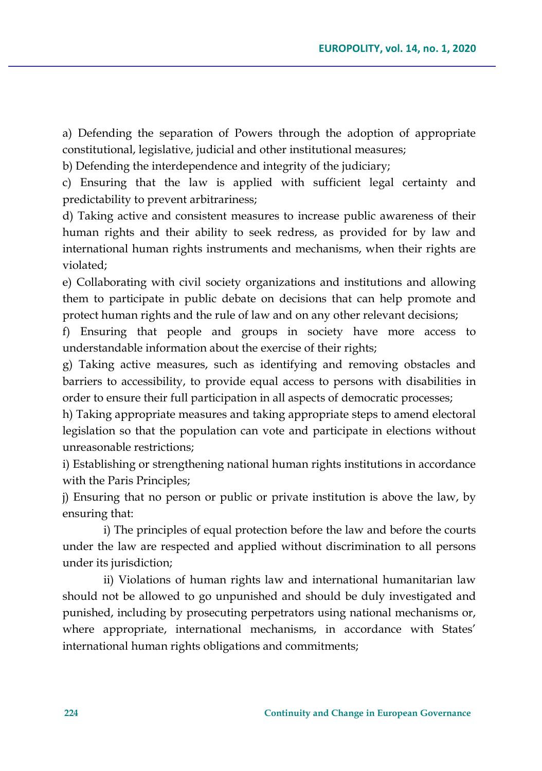a) Defending the separation of Powers through the adoption of appropriate constitutional, legislative, judicial and other institutional measures;

b) Defending the interdependence and integrity of the judiciary;

c) Ensuring that the law is applied with sufficient legal certainty and predictability to prevent arbitrariness;

d) Taking active and consistent measures to increase public awareness of their human rights and their ability to seek redress, as provided for by law and international human rights instruments and mechanisms, when their rights are violated;

e) Collaborating with civil society organizations and institutions and allowing them to participate in public debate on decisions that can help promote and protect human rights and the rule of law and on any other relevant decisions;

f) Ensuring that people and groups in society have more access to understandable information about the exercise of their rights;

g) Taking active measures, such as identifying and removing obstacles and barriers to accessibility, to provide equal access to persons with disabilities in order to ensure their full participation in all aspects of democratic processes;

h) Taking appropriate measures and taking appropriate steps to amend electoral legislation so that the population can vote and participate in elections without unreasonable restrictions;

i) Establishing or strengthening national human rights institutions in accordance with the Paris Principles;

j) Ensuring that no person or public or private institution is above the law, by ensuring that:

i) The principles of equal protection before the law and before the courts under the law are respected and applied without discrimination to all persons under its jurisdiction;

ii) Violations of human rights law and international humanitarian law should not be allowed to go unpunished and should be duly investigated and punished, including by prosecuting perpetrators using national mechanisms or, where appropriate, international mechanisms, in accordance with States' international human rights obligations and commitments;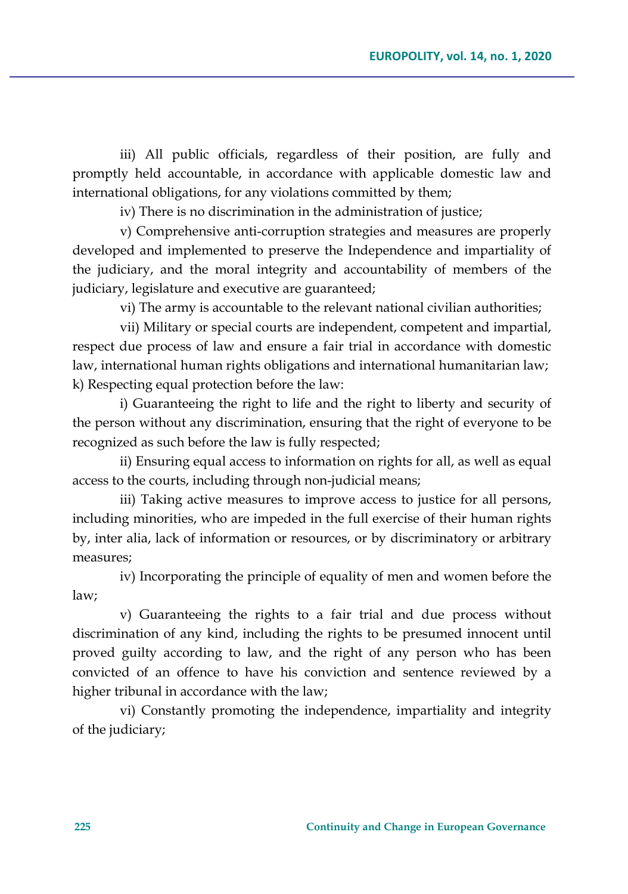iii) All public officials, regardless of their position, are fully and promptly held accountable, in accordance with applicable domestic law and international obligations, for any violations committed by them;

iv) There is no discrimination in the administration of justice;

v) Comprehensive anti-corruption strategies and measures are properly developed and implemented to preserve the Independence and impartiality of the judiciary, and the moral integrity and accountability of members of the judiciary, legislature and executive are guaranteed;

vi) The army is accountable to the relevant national civilian authorities;

vii) Military or special courts are independent, competent and impartial, respect due process of law and ensure a fair trial in accordance with domestic law, international human rights obligations and international humanitarian law;

k) Respecting equal protection before the law:

i) Guaranteeing the right to life and the right to liberty and security of the person without any discrimination, ensuring that the right of everyone to be recognized as such before the law is fully respected;

ii) Ensuring equal access to information on rights for all, as well as equal access to the courts, including through non-judicial means;

iii) Taking active measures to improve access to justice for all persons, including minorities, who are impeded in the full exercise of their human rights by, inter alia, lack of information or resources, or by discriminatory or arbitrary measures;

iv) Incorporating the principle of equality of men and women before the law;

v) Guaranteeing the rights to a fair trial and due process without discrimination of any kind, including the rights to be presumed innocent until proved guilty according to law, and the right of any person who has been convicted of an offence to have his conviction and sentence reviewed by a higher tribunal in accordance with the law;

vi) Constantly promoting the independence, impartiality and integrity of the judiciary;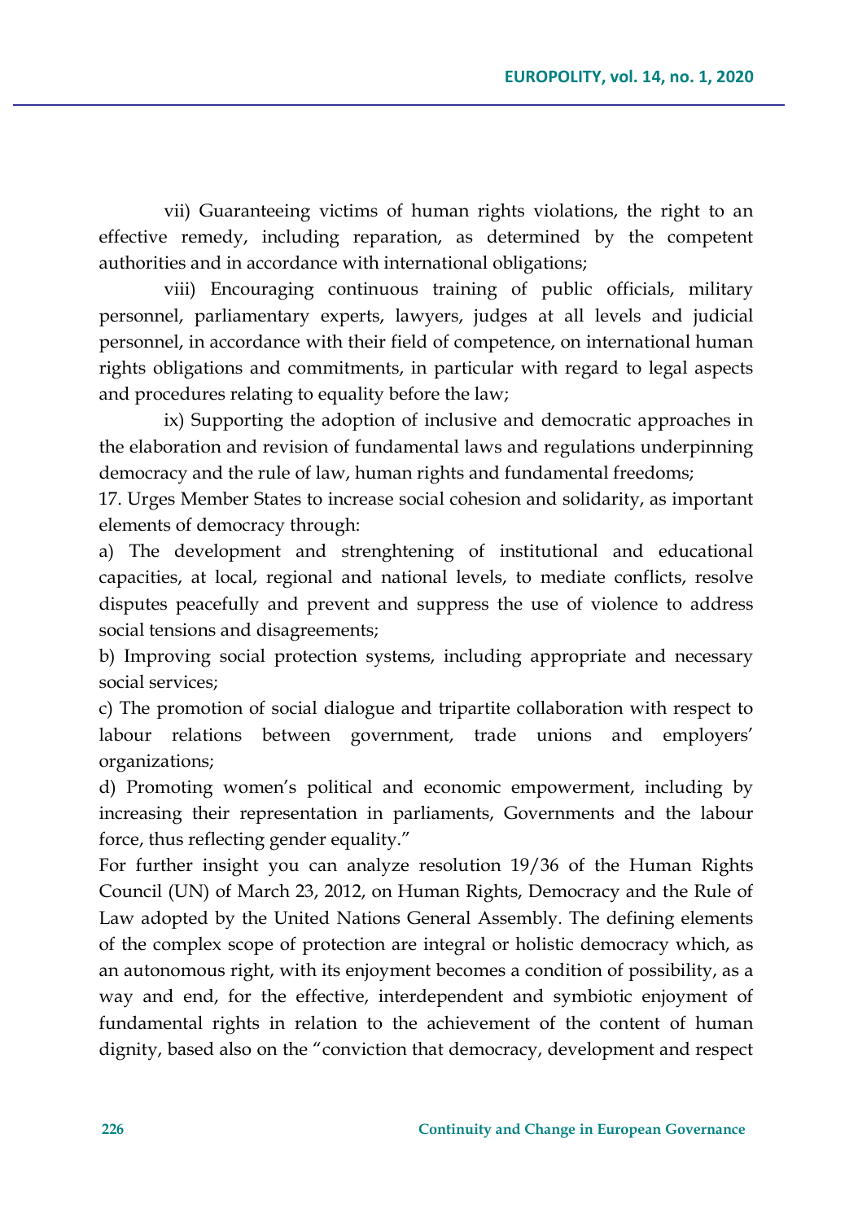vii) Guaranteeing victims of human rights violations, the right to an effective remedy, including reparation, as determined by the competent authorities and in accordance with international obligations;

viii) Encouraging continuous training of public officials, military personnel, parliamentary experts, lawyers, judges at all levels and judicial personnel, in accordance with their field of competence, on international human rights obligations and commitments, in particular with regard to legal aspects and procedures relating to equality before the law;

ix) Supporting the adoption of inclusive and democratic approaches in the elaboration and revision of fundamental laws and regulations underpinning democracy and the rule of law, human rights and fundamental freedoms;

17. Urges Member States to increase social cohesion and solidarity, as important elements of democracy through:

a) The development and strenghtening of institutional and educational capacities, at local, regional and national levels, to mediate conflicts, resolve disputes peacefully and prevent and suppress the use of violence to address social tensions and disagreements;

b) Improving social protection systems, including appropriate and necessary social services;

c) The promotion of social dialogue and tripartite collaboration with respect to labour relations between government, trade unions and employers' organizations;

d) Promoting women's political and economic empowerment, including by increasing their representation in parliaments, Governments and the labour force, thus reflecting gender equality."

For further insight you can analyze resolution 19/36 of the Human Rights Council (UN) of March 23, 2012, on Human Rights, Democracy and the Rule of Law adopted by the United Nations General Assembly. The defining elements of the complex scope of protection are integral or holistic democracy which, as an autonomous right, with its enjoyment becomes a condition of possibility, as a way and end, for the effective, interdependent and symbiotic enjoyment of fundamental rights in relation to the achievement of the content of human dignity, based also on the "conviction that democracy, development and respect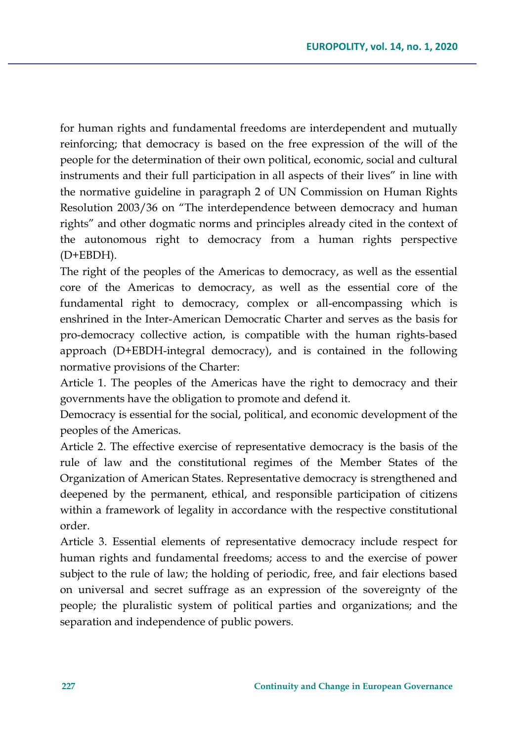for human rights and fundamental freedoms are interdependent and mutually reinforcing; that democracy is based on the free expression of the will of the people for the determination of their own political, economic, social and cultural instruments and their full participation in all aspects of their lives" in line with the normative guideline in paragraph 2 of UN Commission on Human Rights Resolution 2003/36 on "The interdependence between democracy and human rights" and other dogmatic norms and principles already cited in the context of the autonomous right to democracy from a human rights perspective (D+EBDH).

The right of the peoples of the Americas to democracy, as well as the essential core of the Americas to democracy, as well as the essential core of the fundamental right to democracy, complex or all-encompassing which is enshrined in the Inter-American Democratic Charter and serves as the basis for pro-democracy collective action, is compatible with the human rights-based approach (D+EBDH-integral democracy), and is contained in the following normative provisions of the Charter:

Article 1. The peoples of the Americas have the right to democracy and their governments have the obligation to promote and defend it.

Democracy is essential for the social, political, and economic development of the peoples of the Americas.

Article 2. The effective exercise of representative democracy is the basis of the rule of law and the constitutional regimes of the Member States of the Organization of American States. Representative democracy is strengthened and deepened by the permanent, ethical, and responsible participation of citizens within a framework of legality in accordance with the respective constitutional order.

Article 3. Essential elements of representative democracy include respect for human rights and fundamental freedoms; access to and the exercise of power subject to the rule of law; the holding of periodic, free, and fair elections based on universal and secret suffrage as an expression of the sovereignty of the people; the pluralistic system of political parties and organizations; and the separation and independence of public powers.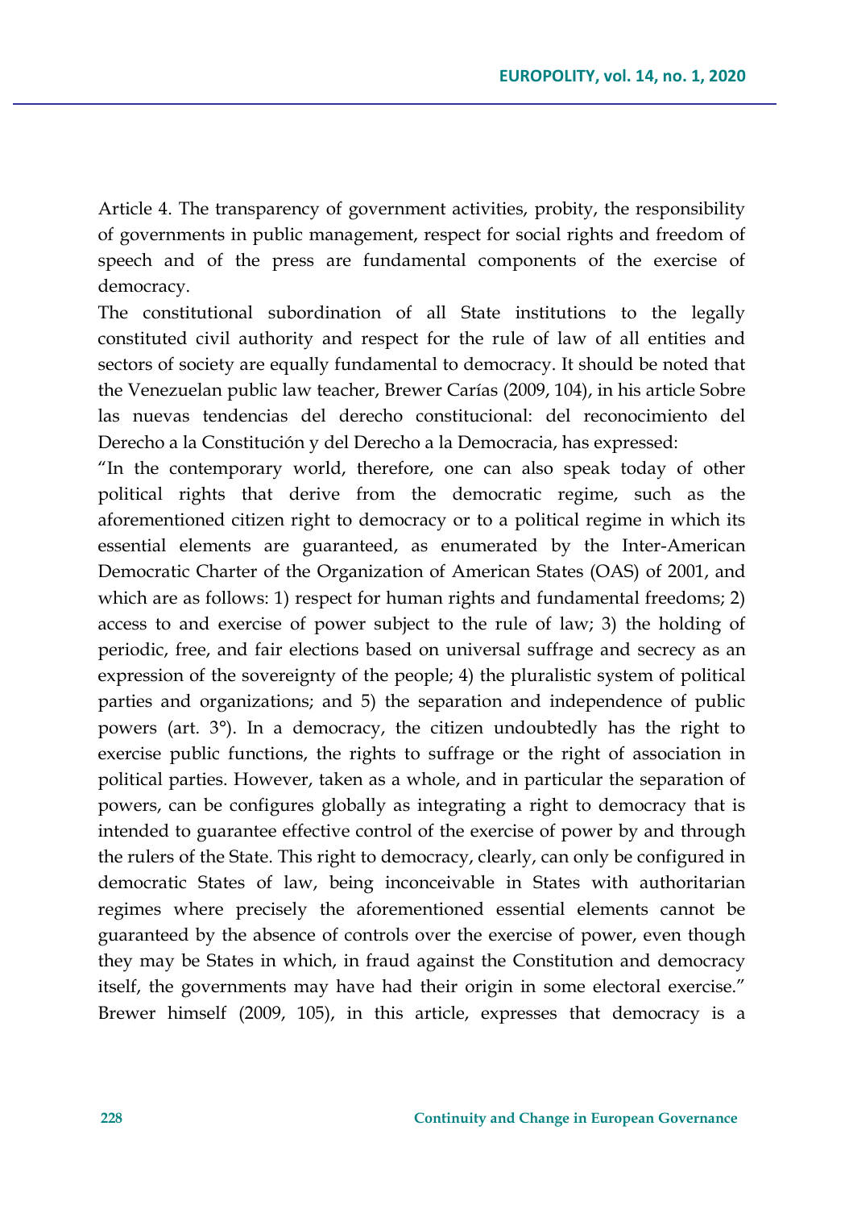Article 4. The transparency of government activities, probity, the responsibility of governments in public management, respect for social rights and freedom of speech and of the press are fundamental components of the exercise of democracy.

The constitutional subordination of all State institutions to the legally constituted civil authority and respect for the rule of law of all entities and sectors of society are equally fundamental to democracy. It should be noted that the Venezuelan public law teacher, Brewer Carías (2009, 104), in his article Sobre las nuevas tendencias del derecho constitucional: del reconocimiento del Derecho a la Constitución y del Derecho a la Democracia, has expressed:

"In the contemporary world, therefore, one can also speak today of other political rights that derive from the democratic regime, such as the aforementioned citizen right to democracy or to a political regime in which its essential elements are guaranteed, as enumerated by the Inter-American Democratic Charter of the Organization of American States (OAS) of 2001, and which are as follows: 1) respect for human rights and fundamental freedoms; 2) access to and exercise of power subject to the rule of law; 3) the holding of periodic, free, and fair elections based on universal suffrage and secrecy as an expression of the sovereignty of the people; 4) the pluralistic system of political parties and organizations; and 5) the separation and independence of public powers (art. 3°). In a democracy, the citizen undoubtedly has the right to exercise public functions, the rights to suffrage or the right of association in political parties. However, taken as a whole, and in particular the separation of powers, can be configures globally as integrating a right to democracy that is intended to guarantee effective control of the exercise of power by and through the rulers of the State. This right to democracy, clearly, can only be configured in democratic States of law, being inconceivable in States with authoritarian regimes where precisely the aforementioned essential elements cannot be guaranteed by the absence of controls over the exercise of power, even though they may be States in which, in fraud against the Constitution and democracy itself, the governments may have had their origin in some electoral exercise."

Brewer himself (2009, 105), in this article, expresses that democracy is a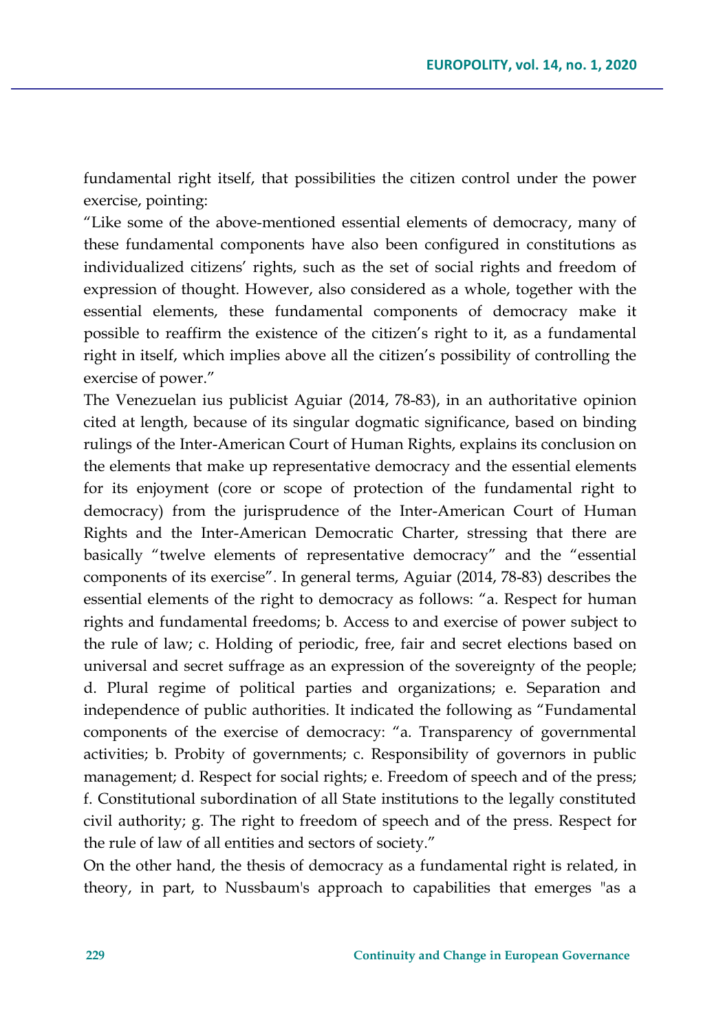fundamental right itself, that possibilities the citizen control under the power exercise, pointing:

"Like some of the above-mentioned essential elements of democracy, many of these fundamental components have also been configured in constitutions as individualized citizens' rights, such as the set of social rights and freedom of expression of thought. However, also considered as a whole, together with the essential elements, these fundamental components of democracy make it possible to reaffirm the existence of the citizen's right to it, as a fundamental right in itself, which implies above all the citizen's possibility of controlling the exercise of power."

The Venezuelan ius publicist Aguiar (2014, 78-83), in an authoritative opinion cited at length, because of its singular dogmatic significance, based on binding rulings of the Inter-American Court of Human Rights, explains its conclusion on the elements that make up representative democracy and the essential elements for its enjoyment (core or scope of protection of the fundamental right to democracy) from the jurisprudence of the Inter-American Court of Human Rights and the Inter-American Democratic Charter, stressing that there are basically "twelve elements of representative democracy" and the "essential components of its exercise". In general terms, Aguiar (2014, 78-83) describes the essential elements of the right to democracy as follows: "a. Respect for human rights and fundamental freedoms; b. Access to and exercise of power subject to the rule of law; c. Holding of periodic, free, fair and secret elections based on universal and secret suffrage as an expression of the sovereignty of the people; d. Plural regime of political parties and organizations; e. Separation and independence of public authorities. It indicated the following as "Fundamental components of the exercise of democracy: "a. Transparency of governmental activities; b. Probity of governments; c. Responsibility of governors in public management; d. Respect for social rights; e. Freedom of speech and of the press; f. Constitutional subordination of all State institutions to the legally constituted civil authority; g. The right to freedom of speech and of the press. Respect for the rule of law of all entities and sectors of society."

On the other hand, the thesis of democracy as a fundamental right is related, in theory, in part, to Nussbaum's approach to capabilities that emerges "as a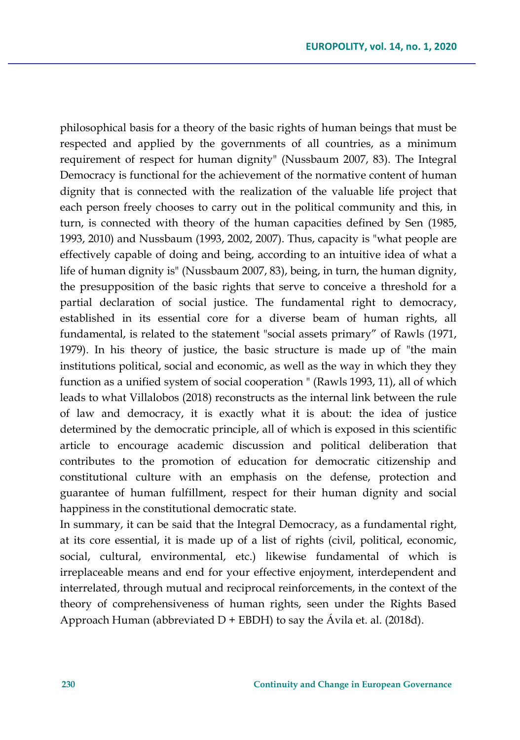philosophical basis for a theory of the basic rights of human beings that must be respected and applied by the governments of all countries, as a minimum requirement of respect for human dignity" (Nussbaum 2007, 83). The Integral Democracy is functional for the achievement of the normative content of human dignity that is connected with the realization of the valuable life project that each person freely chooses to carry out in the political community and this, in turn, is connected with theory of the human capacities defined by Sen (1985, 1993, 2010) and Nussbaum (1993, 2002, 2007). Thus, capacity is "what people are effectively capable of doing and being, according to an intuitive idea of what a life of human dignity is" (Nussbaum 2007, 83), being, in turn, the human dignity, the presupposition of the basic rights that serve to conceive a threshold for a partial declaration of social justice. The fundamental right to democracy, established in its essential core for a diverse beam of human rights, all fundamental, is related to the statement "social assets primary" of Rawls (1971, 1979). In his theory of justice, the basic structure is made up of "the main institutions political, social and economic, as well as the way in which they they function as a unified system of social cooperation " (Rawls 1993, 11), all of which leads to what Villalobos (2018) reconstructs as the internal link between the rule of law and democracy, it is exactly what it is about: the idea of justice determined by the democratic principle, all of which is exposed in this scientific article to encourage academic discussion and political deliberation that contributes to the promotion of education for democratic citizenship and constitutional culture with an emphasis on the defense, protection and guarantee of human fulfillment, respect for their human dignity and social happiness in the constitutional democratic state.

In summary, it can be said that the Integral Democracy, as a fundamental right, at its core essential, it is made up of a list of rights (civil, political, economic, social, cultural, environmental, etc.) likewise fundamental of which is irreplaceable means and end for your effective enjoyment, interdependent and interrelated, through mutual and reciprocal reinforcements, in the context of the theory of comprehensiveness of human rights, seen under the Rights Based Approach Human (abbreviated D + EBDH) to say the Ávila et. al. (2018d).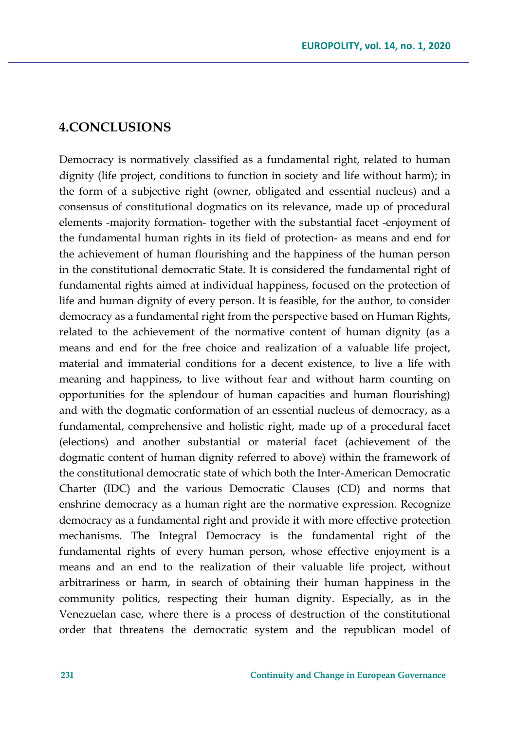## 4.CONCLUSIONS

Democracy is normatively classified as a fundamental right, related to human dignity (life project, conditions to function in society and life without harm); in the form of a subjective right (owner, obligated and essential nucleus) and a consensus of constitutional dogmatics on its relevance, made up of procedural elements -majority formation- together with the substantial facet -enjoyment of the fundamental human rights in its field of protection- as means and end for the achievement of human flourishing and the happiness of the human person in the constitutional democratic State. It is considered the fundamental right of fundamental rights aimed at individual happiness, focused on the protection of life and human dignity of every person. It is feasible, for the author, to consider democracy as a fundamental right from the perspective based on Human Rights, related to the achievement of the normative content of human dignity (as a means and end for the free choice and realization of a valuable life project, material and immaterial conditions for a decent existence, to live a life with meaning and happiness, to live without fear and without harm counting on opportunities for the splendour of human capacities and human flourishing) and with the dogmatic conformation of an essential nucleus of democracy, as a fundamental, comprehensive and holistic right, made up of a procedural facet (elections) and another substantial or material facet (achievement of the dogmatic content of human dignity referred to above) within the framework of the constitutional democratic state of which both the Inter-American Democratic Charter (IDC) and the various Democratic Clauses (CD) and norms that enshrine democracy as a human right are the normative expression. Recognize democracy as a fundamental right and provide it with more effective protection mechanisms. The Integral Democracy is the fundamental right of the fundamental rights of every human person, whose effective enjoyment is a means and an end to the realization of their valuable life project, without arbitrariness or harm, in search of obtaining their human happiness in the community politics, respecting their human dignity. Especially, as in the Venezuelan case, where there is a process of destruction of the constitutional order that threatens the democratic system and the republican model of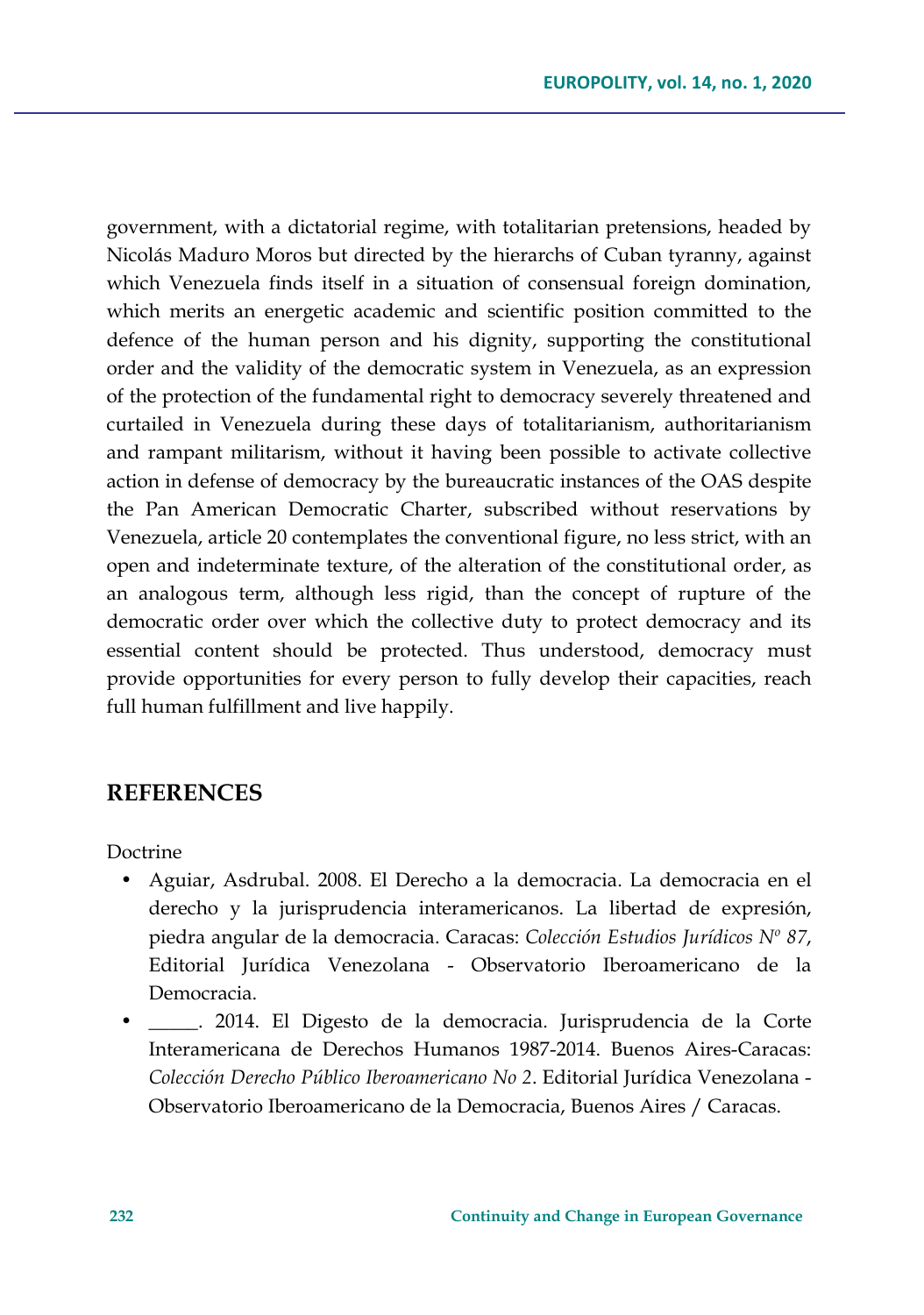government, with a dictatorial regime, with totalitarian pretensions, headed by Nicolás Maduro Moros but directed by the hierarchs of Cuban tyranny, against which Venezuela finds itself in a situation of consensual foreign domination, which merits an energetic academic and scientific position committed to the defence of the human person and his dignity, supporting the constitutional order and the validity of the democratic system in Venezuela, as an expression of the protection of the fundamental right to democracy severely threatened and curtailed in Venezuela during these days of totalitarianism, authoritarianism and rampant militarism, without it having been possible to activate collective action in defense of democracy by the bureaucratic instances of the OAS despite the Pan American Democratic Charter, subscribed without reservations by Venezuela, article 20 contemplates the conventional figure, no less strict, with an open and indeterminate texture, of the alteration of the constitutional order, as an analogous term, although less rigid, than the concept of rupture of the democratic order over which the collective duty to protect democracy and its essential content should be protected. Thus understood, democracy must provide opportunities for every person to fully develop their capacities, reach full human fulfillment and live happily.

## REFERENCES

Doctrine

- Aguiar, Asdrubal. 2008. El Derecho a la democracia. La democracia en el derecho y la jurisprudencia interamericanos. La libertad de expresión, piedra angular de la democracia. Caracas: *Colección Estudios Jurídicos Nº 87*, Editorial Jurídica Venezolana - Observatorio Iberoamericano de la Democracia.
- _____. 2014. El Digesto de la democracia. Jurisprudencia de la Corte Interamericana de Derechos Humanos 1987-2014. Buenos Aires-Caracas: *Colección Derecho Público Iberoamericano No 2*. Editorial Jurídica Venezolana - Observatorio Iberoamericano de la Democracia, Buenos Aires / Caracas.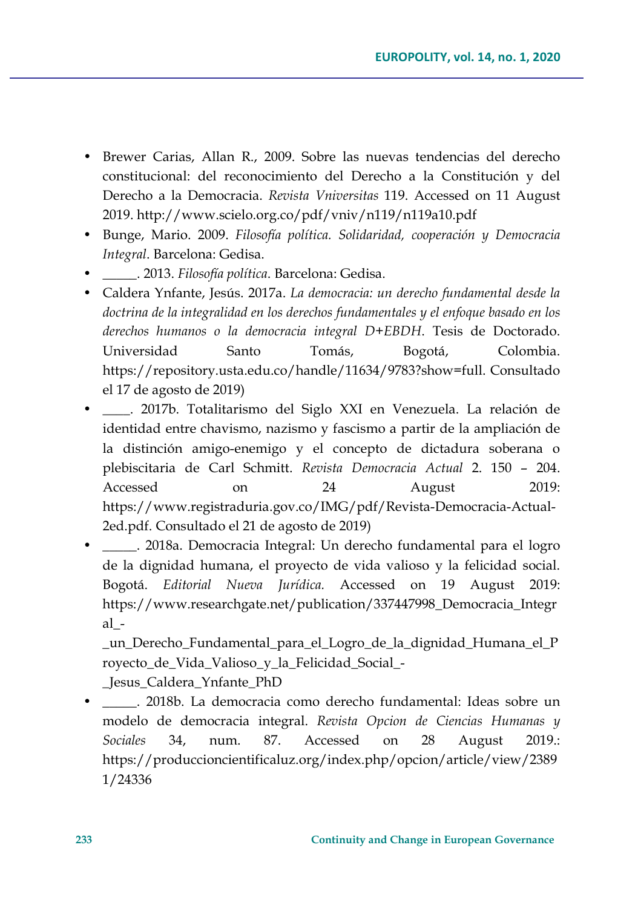- Brewer Carias, Allan R., 2009. Sobre las nuevas tendencias del derecho constitucional: del reconocimiento del Derecho a la Constitución y del Derecho a la Democracia. *Revista Vniversitas* 119. Accessed on 11 August 2019. http://www.scielo.org.co/pdf/vniv/n119/n119a10.pdf
- Bunge, Mario. 2009. *Filosofía política. Solidaridad, cooperación y Democracia Integral*. Barcelona: Gedisa.
- _____. 2013. *Filosofía política*. Barcelona: Gedisa.
- Caldera Ynfante, Jesús. 2017a. *La democracia: un derecho fundamental desde la doctrina de la integralidad en los derechos fundamentales y el enfoque basado en los derechos humanos o la democracia integral D+EBDH*. Tesis de Doctorado. Universidad Santo Tomás, Bogotá, Colombia. https://repository.usta.edu.co/handle/11634/9783?show=full. Consultado el 17 de agosto de 2019)
- ____. 2017b. Totalitarismo del Siglo XXI en Venezuela. La relación de identidad entre chavismo, nazismo y fascismo a partir de la ampliación de la distinción amigo-enemigo y el concepto de dictadura soberana o plebiscitaria de Carl Schmitt. *Revista Democracia Actual* 2. 150 – 204. Accessed on 24 August 2019: https://www.registraduria.gov.co/IMG/pdf/Revista-Democracia-Actual-2ed.pdf. Consultado el 21 de agosto de 2019)
- _____. 2018a. Democracia Integral: Un derecho fundamental para el logro de la dignidad humana, el proyecto de vida valioso y la felicidad social. Bogotá. *Editorial Nueva Jurídica.* Accessed on 19 August 2019: https://www.researchgate.net/publication/337447998_Democracia_Integral_-_un_Derecho_Fundamental_para_el_Logro_de_la_dignidad_Humana_el_Proyecto_de_Vida_Valioso_y_la_Felicidad_Social_-_Jesus_Caldera_Ynfante_PhD
- _____. 2018b. La democracia como derecho fundamental: Ideas sobre un modelo de democracia integral. *Revista Opcion de Ciencias Humanas y Sociales* 34, num. 87. Accessed on 28 August 2019.: https://produccioncientificaluz.org/index.php/opcion/article/view/23891/24336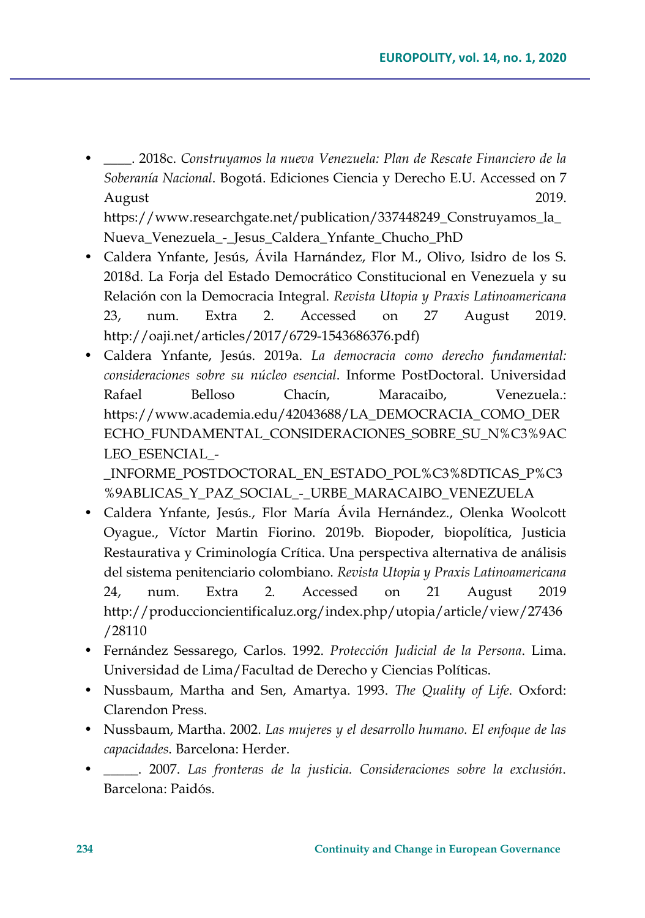- ____. 2018c. *Construyamos la nueva Venezuela: Plan de Rescate Financiero de la Soberanía Nacional*. Bogotá. Ediciones Ciencia y Derecho E.U. Accessed on 7 August 2019. https://www.researchgate.net/publication/337448249_Construyamos_la_Nueva_Venezuela_-_Jesus_Caldera_Ynfante_Chucho_PhD
- Caldera Ynfante, Jesús, Ávila Harnández, Flor M., Olivo, Isidro de los S. 2018d. La Forja del Estado Democrático Constitucional en Venezuela y su Relación con la Democracia Integral. *Revista Utopia y Praxis Latinoamericana* 23, num. Extra 2. Accessed on 27 August 2019. http://oaji.net/articles/2017/6729-1543686376.pdf)
- Caldera Ynfante, Jesús. 2019a. *La democracia como derecho fundamental: consideraciones sobre su núcleo esencial*. Informe PostDoctoral. Universidad Rafael Belloso Chacín, Maracaibo, Venezuela.: https://www.academia.edu/42043688/LA_DEMOCRACIA_COMO_DERECHO_FUNDAMENTAL_CONSIDERACIONES_SOBRE_SU_N%C3%9ACLEO_ESENCIAL_-_INFORME_POSTDOCTORAL_EN_ESTADO_POL%C3%8DTICAS_P%C3%9ABLICAS_Y_PAZ_SOCIAL_-_URBE_MARACAIBO_VENEZUELA
- Caldera Ynfante, Jesús., Flor María Ávila Hernández., Olenka Woolcott Oyague., Víctor Martin Fiorino. 2019b. Biopoder, biopolítica, Justicia Restaurativa y Criminología Crítica. Una perspectiva alternativa de análisis del sistema penitenciario colombiano. *Revista Utopia y Praxis Latinoamericana* 24, num. Extra 2. Accessed on 21 August 2019 http://produccioncientificaluz.org/index.php/utopia/article/view/27436/28110
- Fernández Sessarego, Carlos. 1992. *Protección Judicial de la Persona*. Lima. Universidad de Lima/Facultad de Derecho y Ciencias Políticas.
- Nussbaum, Martha and Sen, Amartya. 1993. *The Quality of Life*. Oxford: Clarendon Press.
- Nussbaum, Martha. 2002. *Las mujeres y el desarrollo humano. El enfoque de las capacidades*. Barcelona: Herder.
- _____. 2007. *Las fronteras de la justicia. Consideraciones sobre la exclusión*. Barcelona: Paidós.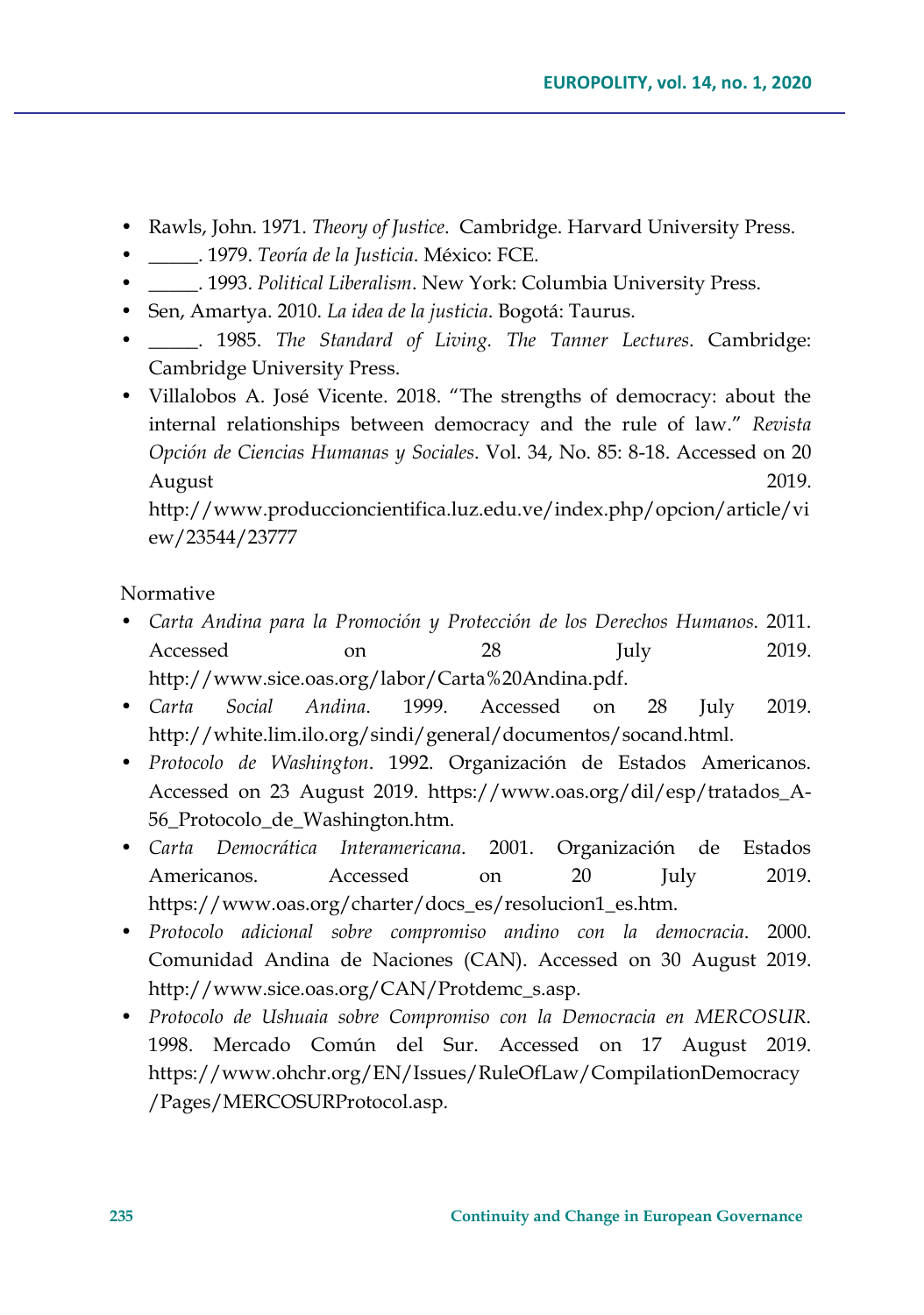- Rawls, John. 1971. *Theory of Justice*.  Cambridge. Harvard University Press.
- _____. 1979. *Teoría de la Justicia*. México: FCE.
- _____. 1993. *Political Liberalism*. New York: Columbia University Press.
- Sen, Amartya. 2010. *La idea de la justicia*. Bogotá: Taurus.
- _____. 1985. *The Standard of Living. The Tanner Lectures*. Cambridge: Cambridge University Press.
- Villalobos A. José Vicente. 2018. "The strengths of democracy: about the internal relationships between democracy and the rule of law." *Revista Opción de Ciencias Humanas y Sociales*. Vol. 34, No. 85: 8-18. Accessed on 20 August 2019. http://www.produccioncientifica.luz.edu.ve/index.php/opcion/article/view/23544/23777

Normative

- *Carta Andina para la Promoción y Protección de los Derechos Humanos*. 2011. Accessed on 28 July 2019. http://www.sice.oas.org/labor/Carta%20Andina.pdf.
- *Carta Social Andina*. 1999. Accessed on 28 July 2019. http://white.lim.ilo.org/sindi/general/documentos/socand.html.
- *Protocolo de Washington*. 1992. Organización de Estados Americanos. Accessed on 23 August 2019. https://www.oas.org/dil/esp/tratados_A-56_Protocolo_de_Washington.htm.
- *Carta Democrática Interamericana*. 2001. Organización de Estados Americanos. Accessed on 20 July 2019. https://www.oas.org/charter/docs_es/resolucion1_es.htm.
- *Protocolo adicional sobre compromiso andino con la democracia*. 2000. Comunidad Andina de Naciones (CAN). Accessed on 30 August 2019. http://www.sice.oas.org/CAN/Protdemc_s.asp.
- *Protocolo de Ushuaia sobre Compromiso con la Democracia en MERCOSUR*. 1998. Mercado Común del Sur. Accessed on 17 August 2019. https://www.ohchr.org/EN/Issues/RuleOfLaw/CompilationDemocracy/Pages/MERCOSURProtocol.asp.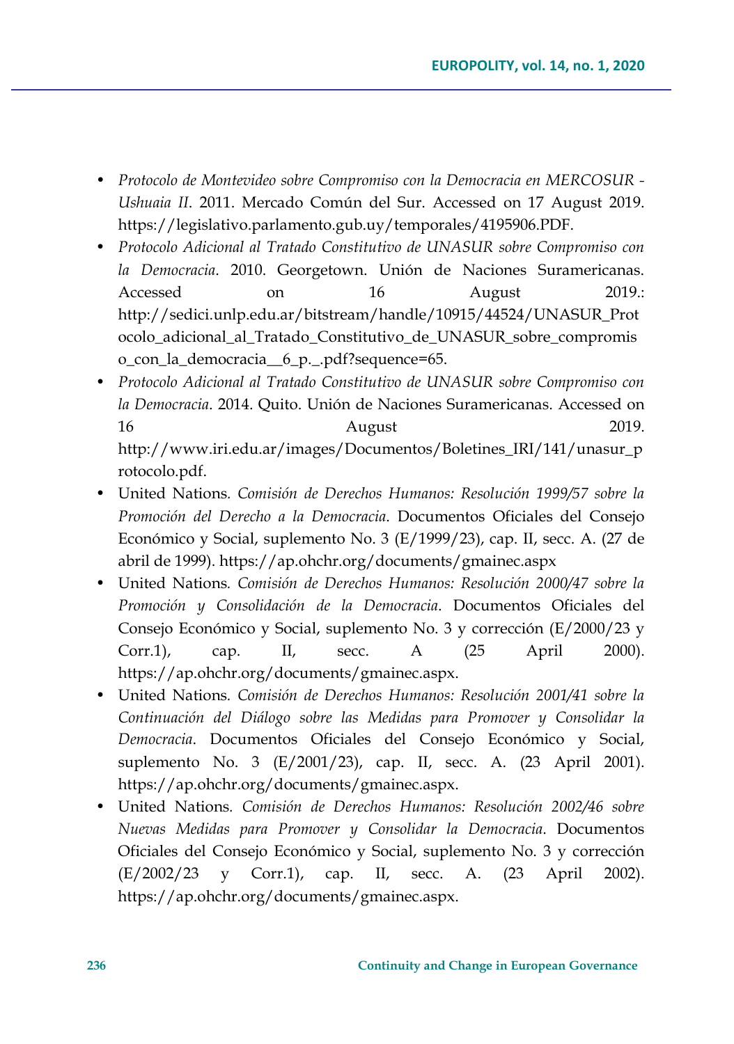- *Protocolo de Montevideo sobre Compromiso con la Democracia en MERCOSUR - Ushuaia II*. 2011. Mercado Común del Sur. Accessed on 17 August 2019. https://legislativo.parlamento.gub.uy/temporales/4195906.PDF.
- *Protocolo Adicional al Tratado Constitutivo de UNASUR sobre Compromiso con la Democracia*. 2010. Georgetown. Unión de Naciones Suramericanas. Accessed on 16 August 2019.: http://sedici.unlp.edu.ar/bitstream/handle/10915/44524/UNASUR_Protocolo_adicional_al_Tratado_Constitutivo_de_UNASUR_sobre_compromiso_con_la_democracia__6_p._.pdf?sequence=65.
- *Protocolo Adicional al Tratado Constitutivo de UNASUR sobre Compromiso con la Democracia*. 2014. Quito. Unión de Naciones Suramericanas. Accessed on 16 August 2019. http://www.iri.edu.ar/images/Documentos/Boletines_IRI/141/unasur_protocolo.pdf.
- United Nations. *Comisión de Derechos Humanos: Resolución 1999/57 sobre la Promoción del Derecho a la Democracia*. Documentos Oficiales del Consejo Económico y Social, suplemento No. 3 (E/1999/23), cap. II, secc. A. (27 de abril de 1999). https://ap.ohchr.org/documents/gmainec.aspx
- United Nations. *Comisión de Derechos Humanos: Resolución 2000/47 sobre la Promoción y Consolidación de la Democracia*. Documentos Oficiales del Consejo Económico y Social, suplemento No. 3 y corrección (E/2000/23 y Corr.1), cap. II, secc. A (25 April 2000). https://ap.ohchr.org/documents/gmainec.aspx.
- United Nations. *Comisión de Derechos Humanos: Resolución 2001/41 sobre la Continuación del Diálogo sobre las Medidas para Promover y Consolidar la Democracia*. Documentos Oficiales del Consejo Económico y Social, suplemento No. 3 (E/2001/23), cap. II, secc. A. (23 April 2001). https://ap.ohchr.org/documents/gmainec.aspx.
- United Nations. *Comisión de Derechos Humanos: Resolución 2002/46 sobre Nuevas Medidas para Promover y Consolidar la Democracia*. Documentos Oficiales del Consejo Económico y Social, suplemento No. 3 y corrección (E/2002/23 y Corr.1), cap. II, secc. A. (23 April 2002). https://ap.ohchr.org/documents/gmainec.aspx.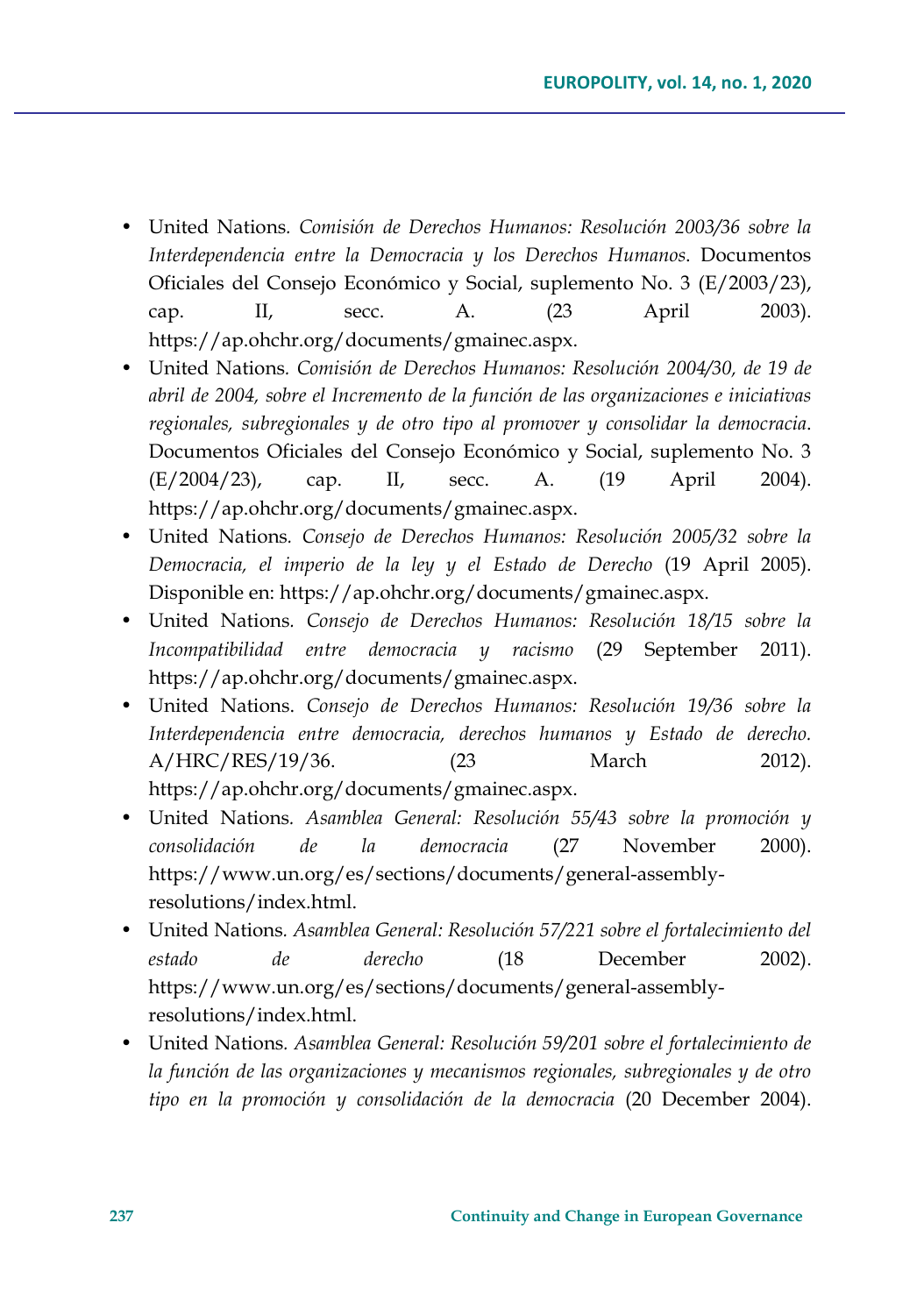- United Nations. *Comisión de Derechos Humanos: Resolución 2003/36 sobre la Interdependencia entre la Democracia y los Derechos Humanos*. Documentos Oficiales del Consejo Económico y Social, suplemento No. 3 (E/2003/23), cap. II, secc. A. (23 April 2003). https://ap.ohchr.org/documents/gmainec.aspx.
- United Nations. *Comisión de Derechos Humanos: Resolución 2004/30, de 19 de abril de 2004, sobre el Incremento de la función de las organizaciones e iniciativas regionales, subregionales y de otro tipo al promover y consolidar la democracia*. Documentos Oficiales del Consejo Económico y Social, suplemento No. 3 (E/2004/23), cap. II, secc. A. (19 April 2004). https://ap.ohchr.org/documents/gmainec.aspx.
- United Nations. *Consejo de Derechos Humanos: Resolución 2005/32 sobre la Democracia, el imperio de la ley y el Estado de Derecho* (19 April 2005). Disponible en: https://ap.ohchr.org/documents/gmainec.aspx.
- United Nations. *Consejo de Derechos Humanos: Resolución 18/15 sobre la Incompatibilidad entre democracia y racismo* (29 September 2011). https://ap.ohchr.org/documents/gmainec.aspx.
- United Nations. *Consejo de Derechos Humanos: Resolución 19/36 sobre la Interdependencia entre democracia, derechos humanos y Estado de derecho.* A/HRC/RES/19/36. (23 March 2012). https://ap.ohchr.org/documents/gmainec.aspx.
- United Nations. *Asamblea General: Resolución 55/43 sobre la promoción y consolidación de la democracia* (27 November 2000). https://www.un.org/es/sections/documents/general-assembly-resolutions/index.html.
- United Nations. *Asamblea General: Resolución 57/221 sobre el fortalecimiento del estado de derecho* (18 December 2002). https://www.un.org/es/sections/documents/general-assembly-resolutions/index.html.
- United Nations. *Asamblea General: Resolución 59/201 sobre el fortalecimiento de la función de las organizaciones y mecanismos regionales, subregionales y de otro tipo en la promoción y consolidación de la democracia* (20 December 2004).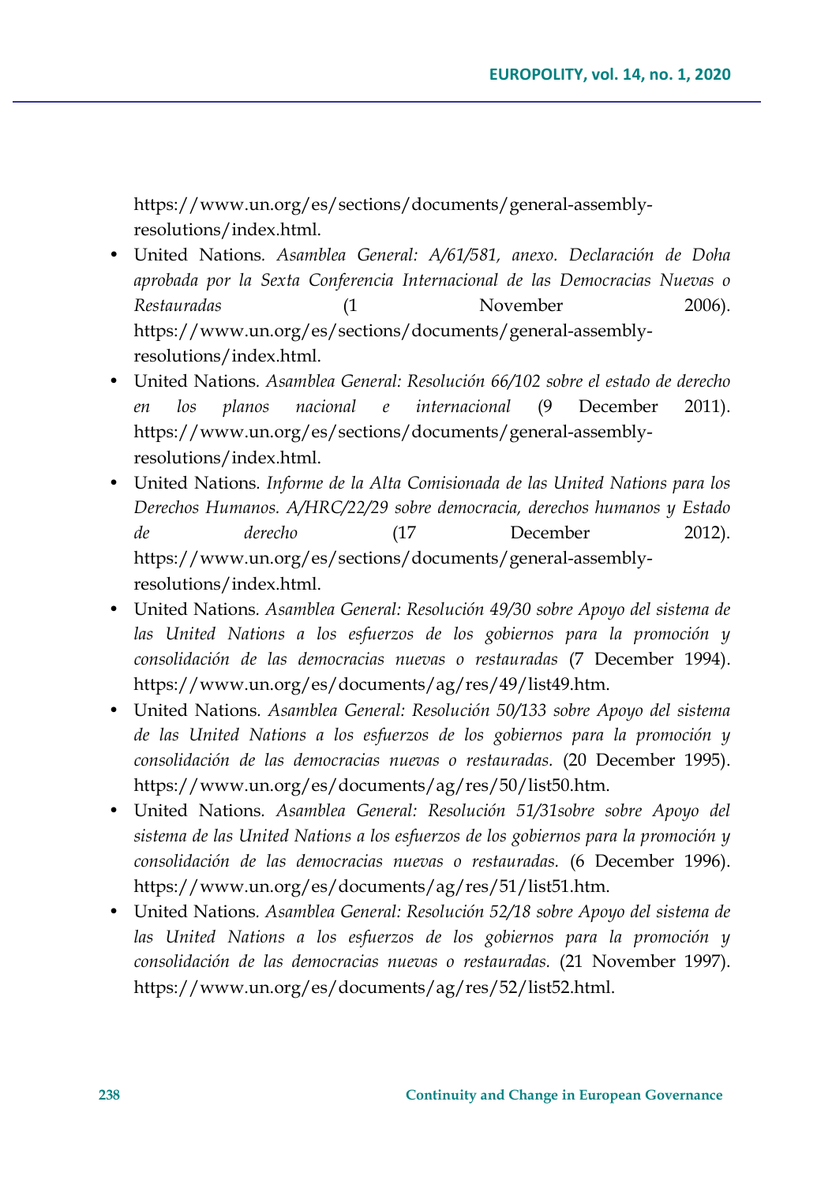https://www.un.org/es/sections/documents/general-assembly-resolutions/index.html.

- United Nations. *Asamblea General: A/61/581, anexo. Declaración de Doha aprobada por la Sexta Conferencia Internacional de las Democracias Nuevas o Restauradas* (1 November 2006). https://www.un.org/es/sections/documents/general-assembly-resolutions/index.html.
- United Nations. *Asamblea General: Resolución 66/102 sobre el estado de derecho en los planos nacional e internacional* (9 December 2011). https://www.un.org/es/sections/documents/general-assembly-resolutions/index.html.
- United Nations. *Informe de la Alta Comisionada de las United Nations para los Derechos Humanos. A/HRC/22/29 sobre democracia, derechos humanos y Estado de derecho* (17 December 2012). https://www.un.org/es/sections/documents/general-assembly-resolutions/index.html.
- United Nations. *Asamblea General: Resolución 49/30 sobre Apoyo del sistema de las United Nations a los esfuerzos de los gobiernos para la promoción y consolidación de las democracias nuevas o restauradas* (7 December 1994). https://www.un.org/es/documents/ag/res/49/list49.htm.
- United Nations. *Asamblea General: Resolución 50/133 sobre Apoyo del sistema de las United Nations a los esfuerzos de los gobiernos para la promoción y consolidación de las democracias nuevas o restauradas.* (20 December 1995). https://www.un.org/es/documents/ag/res/50/list50.htm.
- United Nations. *Asamblea General: Resolución 51/31sobre sobre Apoyo del sistema de las United Nations a los esfuerzos de los gobiernos para la promoción y consolidación de las democracias nuevas o restauradas.* (6 December 1996). https://www.un.org/es/documents/ag/res/51/list51.htm.
- United Nations. *Asamblea General: Resolución 52/18 sobre Apoyo del sistema de las United Nations a los esfuerzos de los gobiernos para la promoción y consolidación de las democracias nuevas o restauradas.* (21 November 1997). https://www.un.org/es/documents/ag/res/52/list52.html.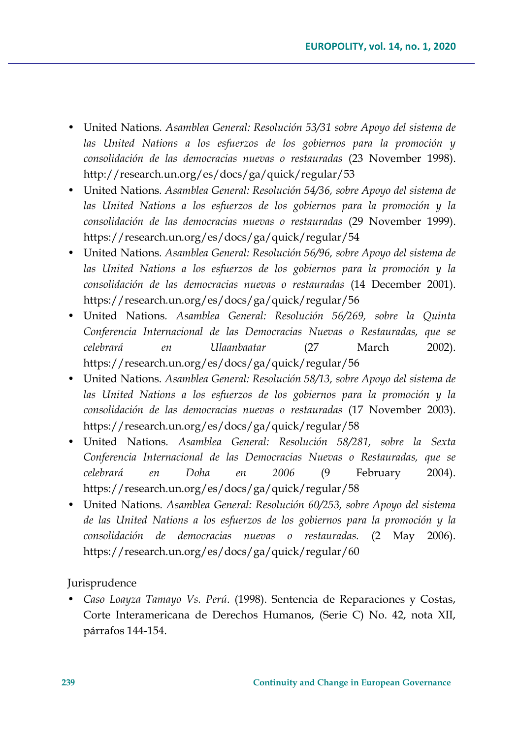- United Nations. *Asamblea General: Resolución 53/31 sobre Apoyo del sistema de las United Nations a los esfuerzos de los gobiernos para la promoción y consolidación de las democracias nuevas o restauradas* (23 November 1998). http://research.un.org/es/docs/ga/quick/regular/53
- United Nations. *Asamblea General: Resolución 54/36, sobre Apoyo del sistema de las United Nations a los esfuerzos de los gobiernos para la promoción y la consolidación de las democracias nuevas o restauradas* (29 November 1999). https://research.un.org/es/docs/ga/quick/regular/54
- United Nations. *Asamblea General: Resolución 56/96, sobre Apoyo del sistema de las United Nations a los esfuerzos de los gobiernos para la promoción y la consolidación de las democracias nuevas o restauradas* (14 December 2001). https://research.un.org/es/docs/ga/quick/regular/56
- United Nations. *Asamblea General: Resolución 56/269, sobre la Quinta Conferencia Internacional de las Democracias Nuevas o Restauradas, que se celebrará en Ulaanbaatar* (27 March 2002). https://research.un.org/es/docs/ga/quick/regular/56
- United Nations. *Asamblea General: Resolución 58/13, sobre Apoyo del sistema de las United Nations a los esfuerzos de los gobiernos para la promoción y la consolidación de las democracias nuevas o restauradas* (17 November 2003). https://research.un.org/es/docs/ga/quick/regular/58
- United Nations. *Asamblea General: Resolución 58/281, sobre la Sexta Conferencia Internacional de las Democracias Nuevas o Restauradas, que se celebrará en Doha en 2006* (9 February 2004). https://research.un.org/es/docs/ga/quick/regular/58
- United Nations. *Asamblea General: Resolución 60/253, sobre Apoyo del sistema de las United Nations a los esfuerzos de los gobiernos para la promoción y la consolidación de democracias nuevas o restauradas.* (2 May 2006). https://research.un.org/es/docs/ga/quick/regular/60

Jurisprudence

- *Caso Loayza Tamayo Vs. Perú*. (1998). Sentencia de Reparaciones y Costas, Corte Interamericana de Derechos Humanos, (Serie C) No. 42, nota XII, párrafos 144-154.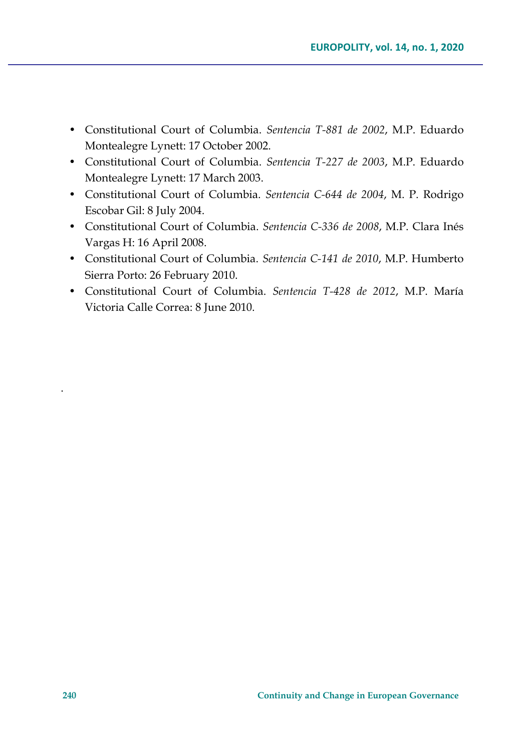- Constitutional Court of Columbia. *Sentencia T-881 de 2002*, M.P. Eduardo Montealegre Lynett: 17 October 2002.
- Constitutional Court of Columbia. *Sentencia T-227 de 2003*, M.P. Eduardo Montealegre Lynett: 17 March 2003.
- Constitutional Court of Columbia. *Sentencia C-644 de 2004*, M. P. Rodrigo Escobar Gil: 8 July 2004.
- Constitutional Court of Columbia. *Sentencia C-336 de 2008*, M.P. Clara Inés Vargas H: 16 April 2008.
- Constitutional Court of Columbia. *Sentencia C-141 de 2010*, M.P. Humberto Sierra Porto: 26 February 2010.
- Constitutional Court of Columbia. *Sentencia T-428 de 2012*, M.P. María Victoria Calle Correa: 8 June 2010.